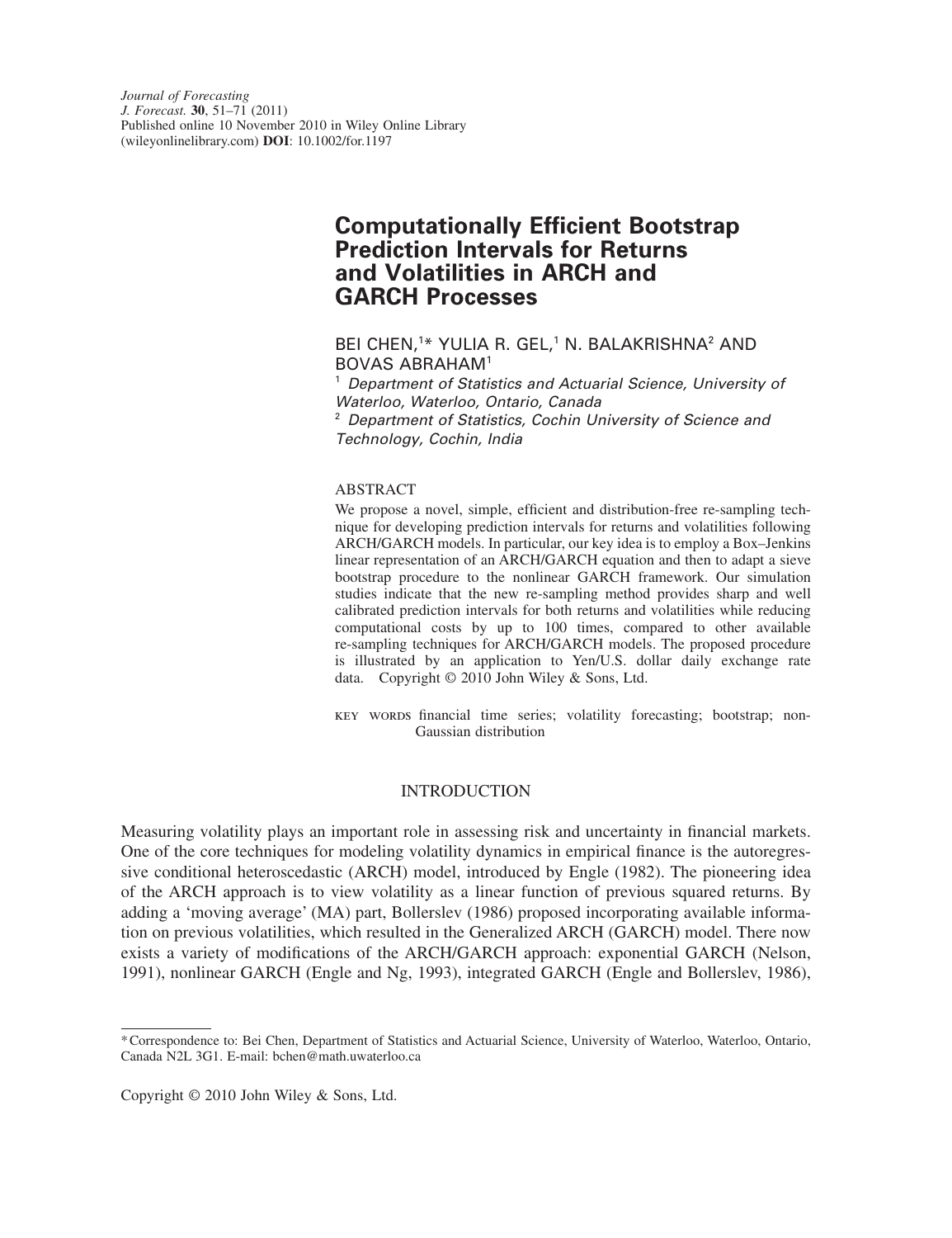# Computationally Efficient Bootstrap Prediction Intervals for Returns and Volatilities in ARCH and GARCH Processes

BEI CHEN,[1]* YULIA R. GEL,[1] N. BALAKRISHNA[2] AND BOVAS ABRAHAM[1]

[1] *Department of Statistics and Actuarial Science, University of Waterloo, Waterloo, Ontario, Canada*

[2] *Department of Statistics, Cochin University of Science and Technology, Cochin, India*

## ABSTRACT

We propose a novel, simple, efficient and distribution-free re-sampling technique for developing prediction intervals for returns and volatilities following ARCH/GARCH models. In particular, our key idea is to employ a Box–Jenkins linear representation of an ARCH/GARCH equation and then to adapt a sieve bootstrap procedure to the nonlinear GARCH framework. Our simulation studies indicate that the new re-sampling method provides sharp and well calibrated prediction intervals for both returns and volatilities while reducing computational costs by up to 100 times, compared to other available re-sampling techniques for ARCH/GARCH models. The proposed procedure is illustrated by an application to Yen/U.S. dollar daily exchange rate data. Copyright © 2010 John Wiley & Sons, Ltd.

KEY WORDS financial time series; volatility forecasting; bootstrap; non-Gaussian distribution

## INTRODUCTION

Measuring volatility plays an important role in assessing risk and uncertainty in financial markets. One of the core techniques for modeling volatility dynamics in empirical finance is the autoregressive conditional heteroscedastic (ARCH) model, introduced by Engle (1982). The pioneering idea of the ARCH approach is to view volatility as a linear function of previous squared returns. By adding a 'moving average' (MA) part, Bollerslev (1986) proposed incorporating available information on previous volatilities, which resulted in the Generalized ARCH (GARCH) model. There now exists a variety of modifications of the ARCH/GARCH approach: exponential GARCH (Nelson, 1991), nonlinear GARCH (Engle and Ng, 1993), integrated GARCH (Engle and Bollerslev, 1986),

---

*Correspondence to: Bei Chen, Department of Statistics and Actuarial Science, University of Waterloo, Waterloo, Ontario, Canada N2L 3G1. E-mail: bchen@math.uwaterloo.ca

Copyright © 2010 John Wiley & Sons, Ltd.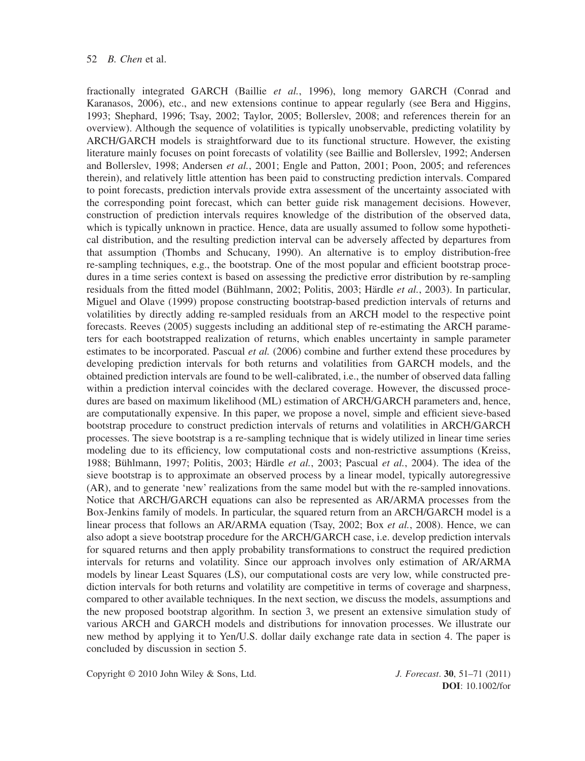fractionally integrated GARCH (Baillie *et al.*, 1996), long memory GARCH (Conrad and Karanasos, 2006), etc., and new extensions continue to appear regularly (see Bera and Higgins, 1993; Shephard, 1996; Tsay, 2002; Taylor, 2005; Bollerslev, 2008; and references therein for an overview). Although the sequence of volatilities is typically unobservable, predicting volatility by ARCH/GARCH models is straightforward due to its functional structure. However, the existing literature mainly focuses on point forecasts of volatility (see Baillie and Bollerslev, 1992; Andersen and Bollerslev, 1998; Andersen *et al.*, 2001; Engle and Patton, 2001; Poon, 2005; and references therein), and relatively little attention has been paid to constructing prediction intervals. Compared to point forecasts, prediction intervals provide extra assessment of the uncertainty associated with the corresponding point forecast, which can better guide risk management decisions. However, construction of prediction intervals requires knowledge of the distribution of the observed data, which is typically unknown in practice. Hence, data are usually assumed to follow some hypothetical distribution, and the resulting prediction interval can be adversely affected by departures from that assumption (Thombs and Schucany, 1990). An alternative is to employ distribution-free re-sampling techniques, e.g., the bootstrap. One of the most popular and efficient bootstrap procedures in a time series context is based on assessing the predictive error distribution by re-sampling residuals from the fitted model (Bühlmann, 2002; Politis, 2003; Härdle *et al.*, 2003). In particular, Miguel and Olave (1999) propose constructing bootstrap-based prediction intervals of returns and volatilities by directly adding re-sampled residuals from an ARCH model to the respective point forecasts. Reeves (2005) suggests including an additional step of re-estimating the ARCH parameters for each bootstrapped realization of returns, which enables uncertainty in sample parameter estimates to be incorporated. Pascual *et al.* (2006) combine and further extend these procedures by developing prediction intervals for both returns and volatilities from GARCH models, and the obtained prediction intervals are found to be well-calibrated, i.e., the number of observed data falling within a prediction interval coincides with the declared coverage. However, the discussed procedures are based on maximum likelihood (ML) estimation of ARCH/GARCH parameters and, hence, are computationally expensive. In this paper, we propose a novel, simple and efficient sieve-based bootstrap procedure to construct prediction intervals of returns and volatilities in ARCH/GARCH processes. The sieve bootstrap is a re-sampling technique that is widely utilized in linear time series modeling due to its efficiency, low computational costs and non-restrictive assumptions (Kreiss, 1988; Bühlmann, 1997; Politis, 2003; Härdle *et al.*, 2003; Pascual *et al.*, 2004). The idea of the sieve bootstrap is to approximate an observed process by a linear model, typically autoregressive (AR), and to generate 'new' realizations from the same model but with the re-sampled innovations. Notice that ARCH/GARCH equations can also be represented as AR/ARMA processes from the Box-Jenkins family of models. In particular, the squared return from an ARCH/GARCH model is a linear process that follows an AR/ARMA equation (Tsay, 2002; Box *et al.*, 2008). Hence, we can also adopt a sieve bootstrap procedure for the ARCH/GARCH case, i.e. develop prediction intervals for squared returns and then apply probability transformations to construct the required prediction intervals for returns and volatility. Since our approach involves only estimation of AR/ARMA models by linear Least Squares (LS), our computational costs are very low, while constructed prediction intervals for both returns and volatility are competitive in terms of coverage and sharpness, compared to other available techniques. In the next section, we discuss the models, assumptions and the new proposed bootstrap algorithm. In section 3, we present an extensive simulation study of various ARCH and GARCH models and distributions for innovation processes. We illustrate our new method by applying it to Yen/U.S. dollar daily exchange rate data in section 4. The paper is concluded by discussion in section 5.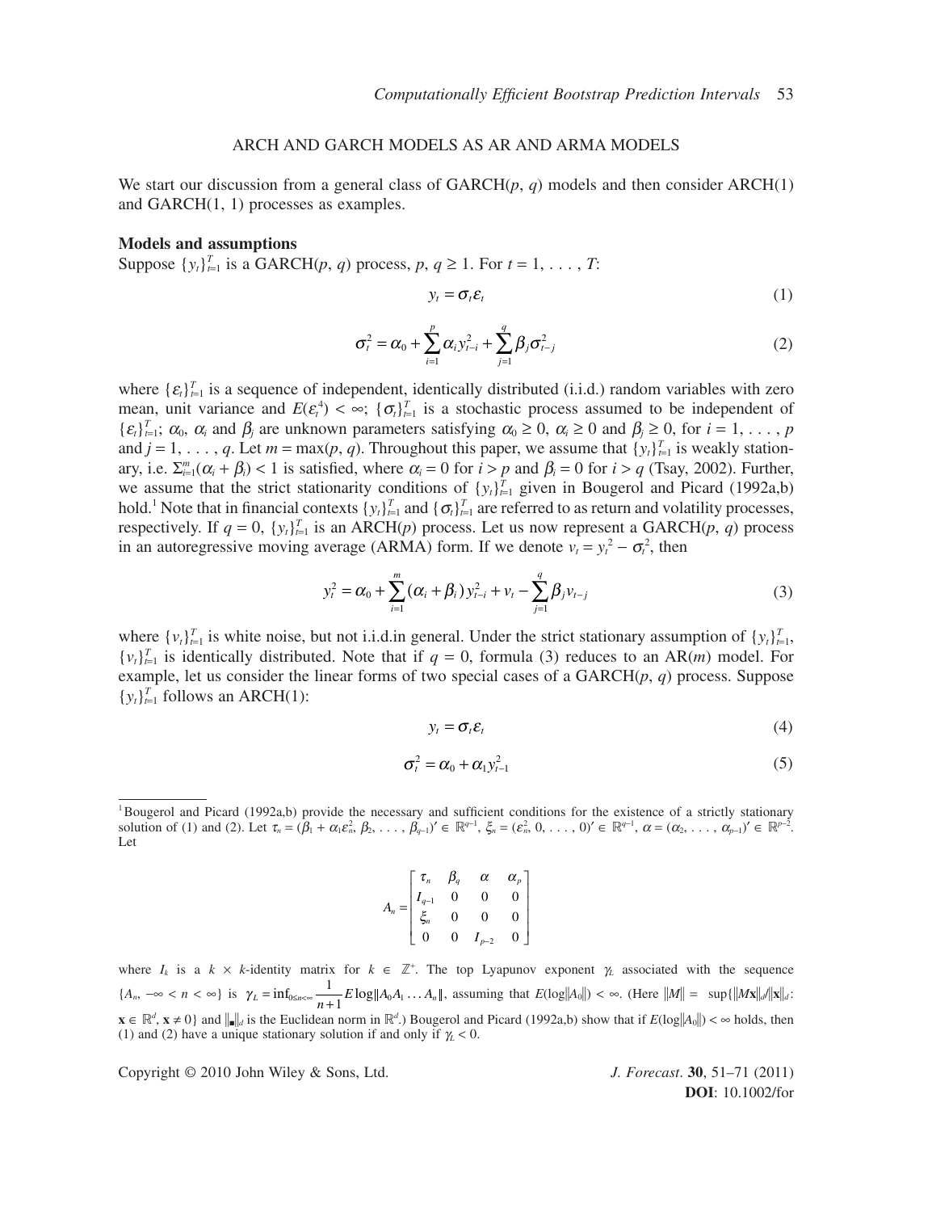## ARCH AND GARCH MODELS AS AR AND ARMA MODELS

We start our discussion from a general class of GARCH($p$, $q$) models and then consider ARCH(1) and GARCH(1, 1) processes as examples.

### Models and assumptions

Suppose $\{y_t\}_{t=1}^T$ is a GARCH($p$, $q$) process, $p, q \geq 1$. For $t = 1, \ldots, T$:

$$y_t = \sigma_t \varepsilon_t \tag{1}$$

$$\sigma_t^2 = \alpha_0 + \sum_{i=1}^{p} \alpha_i y_{t-i}^2 + \sum_{j=1}^{q} \beta_j \sigma_{t-j}^2 \tag{2}$$

where $\{\varepsilon_t\}_{t=1}^T$ is a sequence of independent, identically distributed (i.i.d.) random variables with zero mean, unit variance and $E(\varepsilon_t^4) < \infty$; $\{\sigma_t\}_{t=1}^T$ is a stochastic process assumed to be independent of $\{\varepsilon_t\}_{t=1}^T$; $\alpha_0$, $\alpha_i$ and $\beta_j$ are unknown parameters satisfying $\alpha_0 \geq 0$, $\alpha_i \geq 0$ and $\beta_j \geq 0$, for $i = 1, \ldots, p$ and $j = 1, \ldots, q$. Let $m = \max(p, q)$. Throughout this paper, we assume that $\{y_t\}_{t=1}^T$ is weakly stationary, i.e. $\Sigma_{i=1}^m (\alpha_i + \beta_i) < 1$ is satisfied, where $\alpha_i = 0$ for $i > p$ and $\beta_i = 0$ for $i > q$ (Tsay, 2002). Further, we assume that the strict stationarity conditions of $\{y_t\}_{t=1}^T$ given in Bougerol and Picard (1992a,b) hold.[1] Note that in financial contexts $\{y_t\}_{t=1}^T$ and $\{\sigma_t\}_{t=1}^T$ are referred to as return and volatility processes, respectively. If $q = 0$, $\{y_t\}_{t=1}^T$ is an ARCH($p$) process. Let us now represent a GARCH($p$, $q$) process in an autoregressive moving average (ARMA) form. If we denote $v_t = y_t^2 - \sigma_t^2$, then

$$y_t^2 = \alpha_0 + \sum_{i=1}^{m} (\alpha_i + \beta_i) y_{t-i}^2 + v_t - \sum_{j=1}^{q} \beta_j v_{t-j} \tag{3}$$

where $\{v_t\}_{t=1}^T$ is white noise, but not i.i.d.in general. Under the strict stationary assumption of $\{y_t\}_{t=1}^T$, $\{v_t\}_{t=1}^T$ is identically distributed. Note that if $q = 0$, formula (3) reduces to an AR($m$) model. For example, let us consider the linear forms of two special cases of a GARCH($p$, $q$) process. Suppose $\{y_t\}_{t=1}^T$ follows an ARCH(1):

$$y_t = \sigma_t \varepsilon_t \tag{4}$$

$$\sigma_t^2 = \alpha_0 + \alpha_1 y_{t-1}^2 \tag{5}$$

---

[1] Bougerol and Picard (1992a,b) provide the necessary and sufficient conditions for the existence of a strictly stationary solution of (1) and (2). Let $\tau_n = (\beta_1 + \alpha_1 \varepsilon_n^2, \beta_2, \ldots, \beta_{q-1})' \in \mathbb{R}^{q-1}$, $\xi_n = (\varepsilon_n^2, 0, \ldots, 0)' \in \mathbb{R}^{q-1}$, $\alpha = (\alpha_2, \ldots, \alpha_{p-1})' \in \mathbb{R}^{p-2}$. Let

$$A_n = \begin{bmatrix} \tau_n & \beta_q & \alpha & \alpha_p \\ I_{q-1} & 0 & 0 & 0 \\ \xi_n & 0 & 0 & 0 \\ 0 & 0 & I_{p-2} & 0 \end{bmatrix}$$

where $I_k$ is a $k \times k$-identity matrix for $k \in \mathbb{Z}^+$. The top Lyapunov exponent $\gamma_L$ associated with the sequence $\{A_n, -\infty < n < \infty\}$ is $\gamma_L = \inf_{0 \leq n < \infty} \frac{1}{n+1} E \log \|A_0 A_1 \ldots A_n\|$, assuming that $E(\log\|A_0\|) < \infty$. (Here $\|M\| = \sup\{\|M\mathbf{x}\|_d / \|\mathbf{x}\|_d$: $\mathbf{x} \in \mathbb{R}^d, \mathbf{x} \neq 0\}$ and $\|\blacksquare\|_d$ is the Euclidean norm in $\mathbb{R}^d$.) Bougerol and Picard (1992a,b) show that if $E(\log\|A_0\|) < \infty$ holds, then (1) and (2) have a unique stationary solution if and only if $\gamma_L < 0$.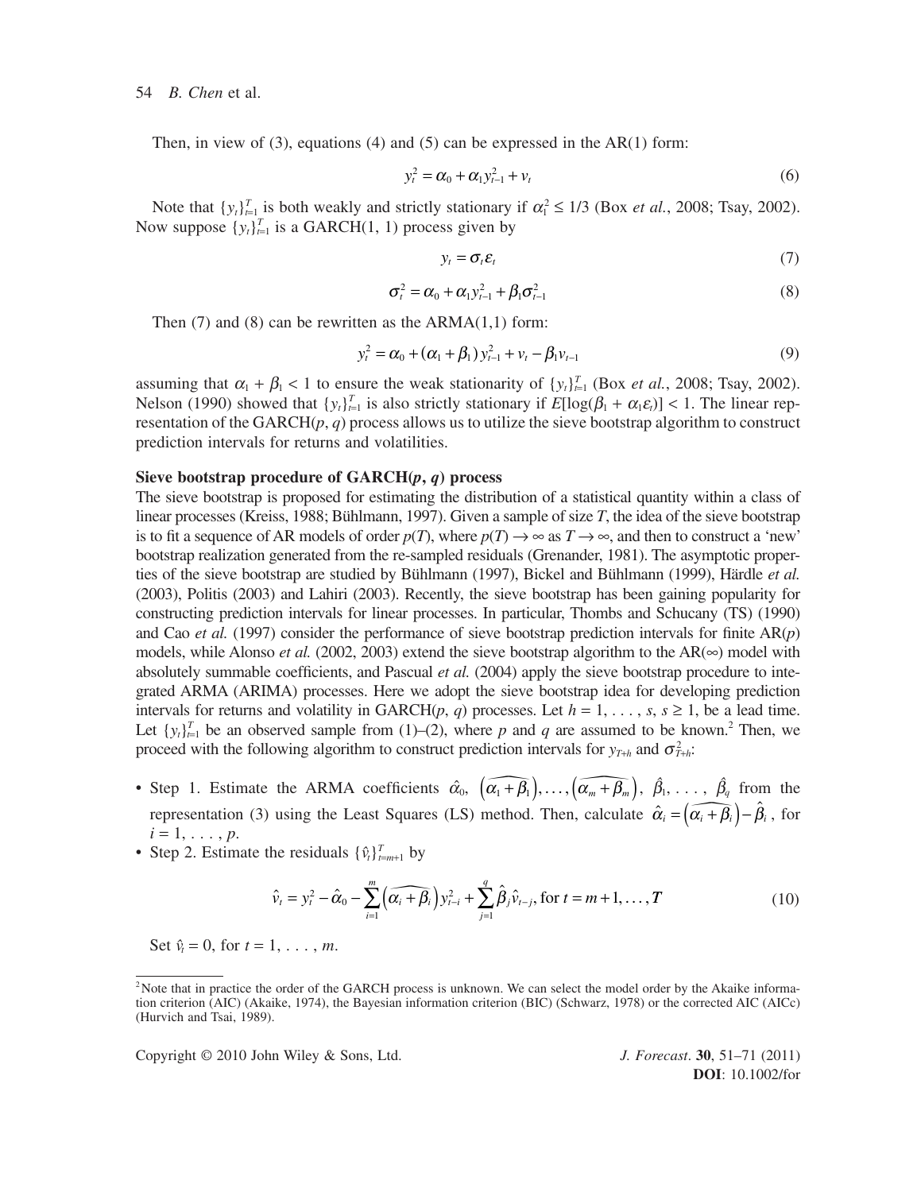Then, in view of (3), equations (4) and (5) can be expressed in the AR(1) form:

$$y_t^2 = \alpha_0 + \alpha_1 y_{t-1}^2 + v_t \tag{6}$$

Note that $\{y_t\}_{t=1}^T$ is both weakly and strictly stationary if $\alpha_1^2 \leq 1/3$ (Box *et al.*, 2008; Tsay, 2002). Now suppose $\{y_t\}_{t=1}^T$ is a GARCH(1, 1) process given by

$$y_t = \sigma_t \varepsilon_t \tag{7}$$

$$\sigma_t^2 = \alpha_0 + \alpha_1 y_{t-1}^2 + \beta_1 \sigma_{t-1}^2 \tag{8}$$

Then (7) and (8) can be rewritten as the ARMA(1,1) form:

$$y_t^2 = \alpha_0 + (\alpha_1 + \beta_1) y_{t-1}^2 + v_t - \beta_1 v_{t-1} \tag{9}$$

assuming that $\alpha_1 + \beta_1 < 1$ to ensure the weak stationarity of $\{y_t\}_{t=1}^T$ (Box *et al.*, 2008; Tsay, 2002). Nelson (1990) showed that $\{y_t\}_{t=1}^T$ is also strictly stationary if $E[\log(\beta_1 + \alpha_1 \varepsilon_t)] < 1$. The linear representation of the GARCH($p$, $q$) process allows us to utilize the sieve bootstrap algorithm to construct prediction intervals for returns and volatilities.

**Sieve bootstrap procedure of GARCH($p$, $q$) process**

The sieve bootstrap is proposed for estimating the distribution of a statistical quantity within a class of linear processes (Kreiss, 1988; Bühlmann, 1997). Given a sample of size $T$, the idea of the sieve bootstrap is to fit a sequence of AR models of order $p(T)$, where $p(T) \to \infty$ as $T \to \infty$, and then to construct a 'new' bootstrap realization generated from the re-sampled residuals (Grenander, 1981). The asymptotic properties of the sieve bootstrap are studied by Bühlmann (1997), Bickel and Bühlmann (1999), Härdle *et al.* (2003), Politis (2003) and Lahiri (2003). Recently, the sieve bootstrap has been gaining popularity for constructing prediction intervals for linear processes. In particular, Thombs and Schucany (TS) (1990) and Cao *et al.* (1997) consider the performance of sieve bootstrap prediction intervals for finite AR($p$) models, while Alonso *et al.* (2002, 2003) extend the sieve bootstrap algorithm to the AR($\infty$) model with absolutely summable coefficients, and Pascual *et al.* (2004) apply the sieve bootstrap procedure to integrated ARMA (ARIMA) processes. Here we adopt the sieve bootstrap idea for developing prediction intervals for returns and volatility in GARCH($p$, $q$) processes. Let $h = 1, \ldots, s$, $s \geq 1$, be a lead time. Let $\{y_t\}_{t=1}^T$ be an observed sample from (1)–(2), where $p$ and $q$ are assumed to be known.[2] Then, we proceed with the following algorithm to construct prediction intervals for $y_{T+h}$ and $\sigma_{T+h}^2$:

- Step 1. Estimate the ARMA coefficients $\hat{\alpha}_0$, $\left(\widehat{\alpha_1 + \beta_1}\right), \ldots, \left(\widehat{\alpha_m + \beta_m}\right)$, $\hat{\beta}_1, \ldots, \hat{\beta}_q$ from the representation (3) using the Least Squares (LS) method. Then, calculate $\hat{\alpha}_i = \left(\widehat{\alpha_i + \beta_i}\right) - \hat{\beta}_i$, for $i = 1, \ldots, p$.
- Step 2. Estimate the residuals $\{\hat{v}_t\}_{t=m+1}^T$ by

$$\hat{v}_t = y_t^2 - \hat{\alpha}_0 - \sum_{i=1}^{m} \left(\widehat{\alpha_i + \beta_i}\right) y_{t-i}^2 + \sum_{j=1}^{q} \hat{\beta}_j \hat{v}_{t-j}, \text{ for } t = m+1, \ldots, T \tag{10}$$

Set $\hat{v}_t = 0$, for $t = 1, \ldots, m$.

[2] Note that in practice the order of the GARCH process is unknown. We can select the model order by the Akaike information criterion (AIC) (Akaike, 1974), the Bayesian information criterion (BIC) (Schwarz, 1978) or the corrected AIC (AICc) (Hurvich and Tsai, 1989).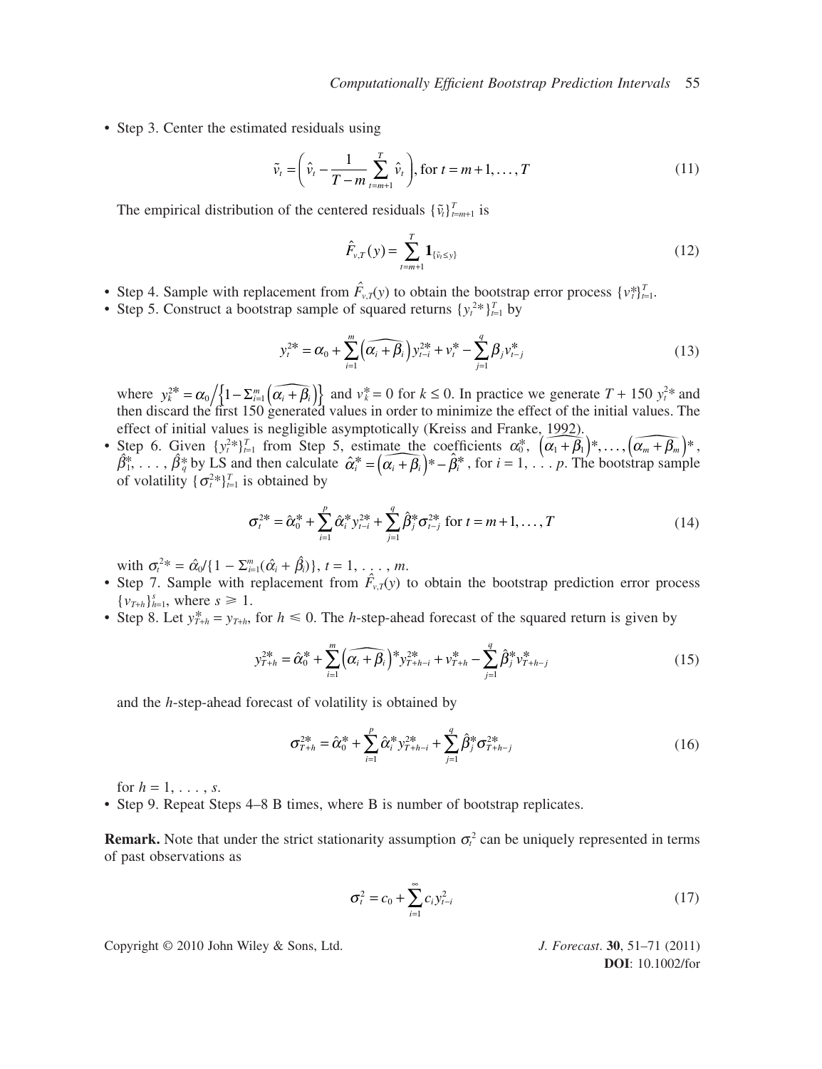- Step 3. Center the estimated residuals using

$$\tilde{v}_t = \left( \hat{v}_t - \frac{1}{T-m} \sum_{t=m+1}^{T} \hat{v}_t \right), \text{for } t = m+1, \ldots, T \tag{11}$$

The empirical distribution of the centered residuals $\{\tilde{v}_t\}_{t=m+1}^{T}$ is

$$\hat{F}_{v,T}(y) = \sum_{t=m+1}^{T} \mathbf{1}_{\{\tilde{v}_t \le y\}} \tag{12}$$

- Step 4. Sample with replacement from $\hat{F}_{v,T}(y)$ to obtain the bootstrap error process $\{v_t^*\}_{t=1}^{T}$.
- Step 5. Construct a bootstrap sample of squared returns $\{y_t^{2*}\}_{t=1}^{T}$ by

$$y_t^{2*} = \alpha_0 + \sum_{i=1}^{m} \left(\widehat{\alpha_i + \beta_i}\right) y_{t-i}^{2*} + v_t^* - \sum_{j=1}^{q} \beta_j v_{t-j}^* \tag{13}$$

where $y_k^{2*} = \alpha_0 \Big/ \left\{1 - \Sigma_{i=1}^{m}\left(\widehat{\alpha_i + \beta_i}\right)\right\}$ and $v_k^* = 0$ for $k \le 0$. In practice we generate $T + 150$ $y_t^{2*}$ and then discard the first 150 generated values in order to minimize the effect of the initial values. The effect of initial values is negligible asymptotically (Kreiss and Franke, 1992).

- Step 6. Given $\{y_t^{2*}\}_{t=1}^{T}$ from Step 5, estimate the coefficients $\alpha_0^*$, $\left(\widehat{\alpha_1 + \beta_1}\right)^*, \ldots, \left(\widehat{\alpha_m + \beta_m}\right)^*$, $\hat{\beta}_1^*, \ldots, \hat{\beta}_q^*$ by LS and then calculate $\hat{\alpha}_i^* = \left(\widehat{\alpha_i + \beta_i}\right)^* - \hat{\beta}_i^*$, for $i = 1, \ldots p$. The bootstrap sample of volatility $\{\sigma_t^{2*}\}_{t=1}^{T}$ is obtained by

$$\sigma_t^{2*} = \hat{\alpha}_0^* + \sum_{i=1}^{p} \hat{\alpha}_i^* y_{t-i}^{2*} + \sum_{j=1}^{q} \hat{\beta}_j^* \sigma_{t-j}^{2*} \text{ for } t = m+1, \ldots, T \tag{14}$$

with $\sigma_t^{2*} = \hat{\alpha}_0 / \{1 - \Sigma_{i=1}^{m}(\hat{\alpha}_i + \hat{\beta}_i)\}$, $t = 1, \ldots, m$.

- Step 7. Sample with replacement from $\hat{F}_{v,T}(y)$ to obtain the bootstrap prediction error process $\{v_{T+h}\}_{h=1}^{s}$, where $s \geqslant 1$.
- Step 8. Let $y_{T+h}^* = y_{T+h}$, for $h \leqslant 0$. The $h$-step-ahead forecast of the squared return is given by

$$y_{T+h}^{2*} = \hat{\alpha}_0^* + \sum_{i=1}^{m} \left(\widehat{\alpha_i + \beta_i}\right)^* y_{T+h-i}^{2*} + v_{T+h}^* - \sum_{j=1}^{q} \hat{\beta}_j^* v_{T+h-j}^* \tag{15}$$

and the $h$-step-ahead forecast of volatility is obtained by

$$\sigma_{T+h}^{2*} = \hat{\alpha}_0^* + \sum_{i=1}^{p} \hat{\alpha}_i^* y_{T+h-i}^{2*} + \sum_{j=1}^{q} \hat{\beta}_j^* \sigma_{T+h-j}^{2*} \tag{16}$$

for $h = 1, \ldots, s$.

- Step 9. Repeat Steps 4–8 B times, where B is number of bootstrap replicates.

**Remark.** Note that under the strict stationarity assumption $\sigma_t^2$ can be uniquely represented in terms of past observations as

$$\sigma_t^2 = c_0 + \sum_{i=1}^{\infty} c_i y_{t-i}^2 \tag{17}$$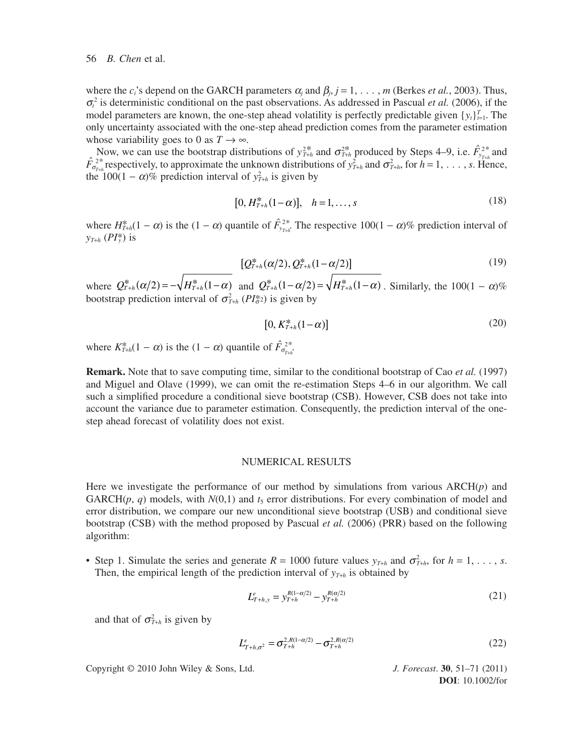where the $c_i$'s depend on the GARCH parameters $\alpha_j$ and $\beta_j$, $j = 1, \ldots, m$ (Berkes *et al.*, 2003). Thus, $\sigma_t^2$ is deterministic conditional on the past observations. As addressed in Pascual *et al.* (2006), if the model parameters are known, the one-step ahead volatility is perfectly predictable given $\{y_t\}_{t=1}^T$. The only uncertainty associated with the one-step ahead prediction comes from the parameter estimation whose variability goes to 0 as $T \to \infty$.

Now, we can use the bootstrap distributions of $y_{T+h}^{2*}$ and $\sigma_{T+h}^{2*}$ produced by Steps 4–9, i.e. $\hat{F}_{y_{T+h}}^{2*}$ and $\hat{F}_{\sigma_{T+h}}^{2*}$ respectively, to approximate the unknown distributions of $y_{T+h}^2$ and $\sigma_{T+h}^2$, for $h = 1, \ldots, s$. Hence, the $100(1-\alpha)$% prediction interval of $y_{T+h}^2$ is given by

$$[0, H_{T+h}^*(1-\alpha)], \quad h = 1, \ldots, s \tag{18}$$

where $H_{T+h}^*(1-\alpha)$ is the $(1-\alpha)$ quantile of $\hat{F}_{y_{T+h}}^{2*}$. The respective $100(1-\alpha)$% prediction interval of $y_{T+h}$ ($PI_y^*$) is

$$[Q_{T+h}^*(\alpha/2), Q_{T+h}^*(1-\alpha/2)] \tag{19}$$

where $Q_{T+h}^*(\alpha/2) = -\sqrt{H_{T+h}^*(1-\alpha)}$ and $Q_{T+h}^*(1-\alpha/2) = \sqrt{H_{T+h}^*(1-\alpha)}$. Similarly, the $100(1-\alpha)$% bootstrap prediction interval of $\sigma_{T+h}^2$ ($PI_{\sigma^2}^*$) is given by

$$[0, K_{T+h}^*(1-\alpha)] \tag{20}$$

where $K_{T+h}^*(1-\alpha)$ is the $(1-\alpha)$ quantile of $\hat{F}_{\sigma_{T+h}}^{2*}$.

**Remark.** Note that to save computing time, similar to the conditional bootstrap of Cao *et al.* (1997) and Miguel and Olave (1999), we can omit the re-estimation Steps 4–6 in our algorithm. We call such a simplified procedure a conditional sieve bootstrap (CSB). However, CSB does not take into account the variance due to parameter estimation. Consequently, the prediction interval of the one-step ahead forecast of volatility does not exist.

## NUMERICAL RESULTS

Here we investigate the performance of our method by simulations from various ARCH($p$) and GARCH($p$, $q$) models, with $N(0,1)$ and $t_5$ error distributions. For every combination of model and error distribution, we compare our new unconditional sieve bootstrap (USB) and conditional sieve bootstrap (CSB) with the method proposed by Pascual *et al.* (2006) (PRR) based on the following algorithm:

- Step 1. Simulate the series and generate $R = 1000$ future values $y_{T+h}$ and $\sigma_{T+h}^2$, for $h = 1, \ldots, s$. Then, the empirical length of the prediction interval of $y_{T+h}$ is obtained by

$$L_{T+h,y}^e = y_{T+h}^{R(1-\alpha/2)} - y_{T+h}^{R(\alpha/2)} \tag{21}$$

  and that of $\sigma_{T+h}^2$ is given by

$$L_{T+h,\sigma^2}^e = \sigma_{T+h}^{2,R(1-\alpha/2)} - \sigma_{T+h}^{2,R(\alpha/2)} \tag{22}$$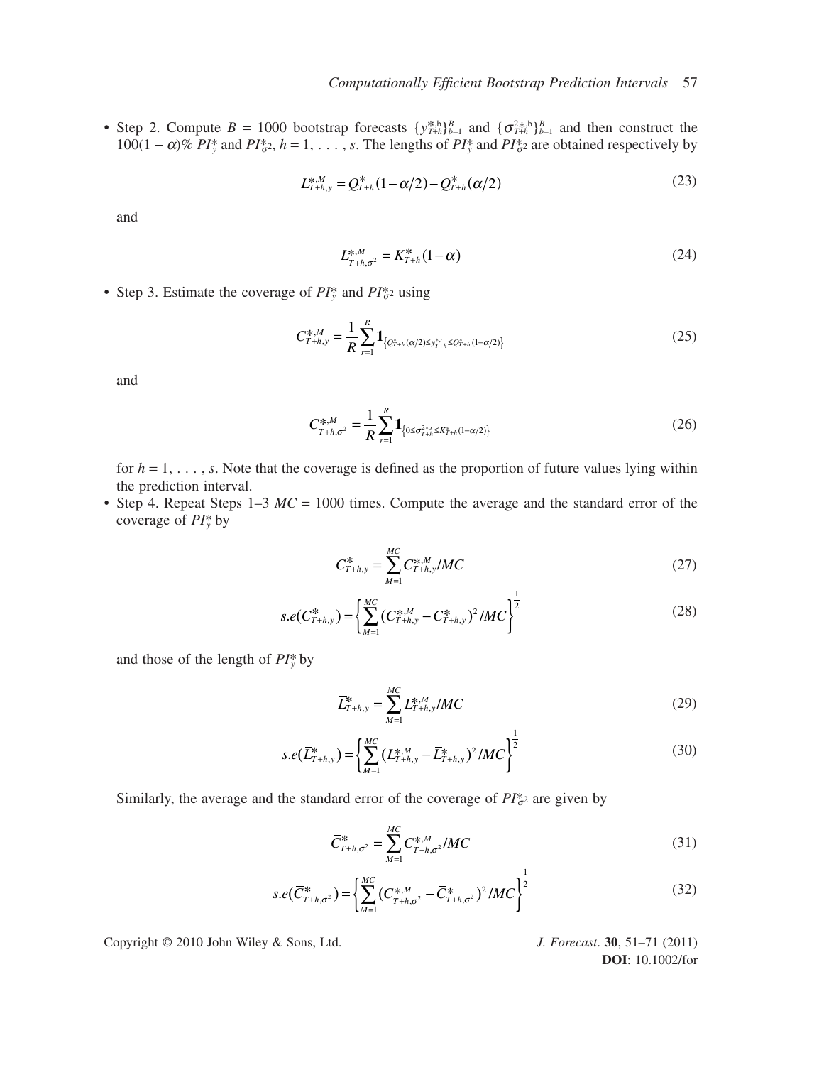- Step 2. Compute $B = 1000$ bootstrap forecasts $\{y_{T+h}^{*,b}\}_{b=1}^{B}$ and $\{\sigma_{T+h}^{2*,b}\}_{b=1}^{B}$ and then construct the $100(1-\alpha)\%$ $PI_y^*$ and $PI_{\sigma^2}^*$, $h = 1, \ldots, s$. The lengths of $PI_y^*$ and $PI_{\sigma^2}^*$ are obtained respectively by

$$L_{T+h,y}^{*,M} = Q_{T+h}^{*}(1-\alpha/2) - Q_{T+h}^{*}(\alpha/2) \tag{23}$$

and

$$L_{T+h,\sigma^2}^{*,M} = K_{T+h}^{*}(1-\alpha) \tag{24}$$

- Step 3. Estimate the coverage of $PI_y^*$ and $PI_{\sigma^2}^*$ using

$$C_{T+h,y}^{*,M} = \frac{1}{R}\sum_{r=1}^{R} \mathbf{1}_{\left\{Q_{T+h}^{*}(\alpha/2) \le y_{T+h}^{*,r} \le Q_{T+h}^{*}(1-\alpha/2)\right\}} \tag{25}$$

and

$$C_{T+h,\sigma^2}^{*,M} = \frac{1}{R}\sum_{r=1}^{R} \mathbf{1}_{\left\{0 \le \sigma_{T+h}^{2*,r} \le K_{T+h}^{*}(1-\alpha/2)\right\}} \tag{26}$$

for $h = 1, \ldots, s$. Note that the coverage is defined as the proportion of future values lying within the prediction interval.

- Step 4. Repeat Steps 1–3 $MC = 1000$ times. Compute the average and the standard error of the coverage of $PI_y^*$ by

$$\bar{C}_{T+h,y}^{*} = \sum_{M=1}^{MC} C_{T+h,y}^{*,M}/MC \tag{27}$$

$$s.e(\bar{C}_{T+h,y}^{*}) = \left\{\sum_{M=1}^{MC} (C_{T+h,y}^{*,M} - \bar{C}_{T+h,y}^{*})^2/MC\right\}^{\frac{1}{2}} \tag{28}$$

and those of the length of $PI_y^*$ by

$$\bar{L}_{T+h,y}^{*} = \sum_{M=1}^{MC} L_{T+h,y}^{*,M}/MC \tag{29}$$

$$s.e(\bar{L}_{T+h,y}^{*}) = \left\{\sum_{M=1}^{MC} (L_{T+h,y}^{*,M} - \bar{L}_{T+h,y}^{*})^2/MC\right\}^{\frac{1}{2}} \tag{30}$$

Similarly, the average and the standard error of the coverage of $PI_{\sigma^2}^*$ are given by

$$\bar{C}_{T+h,\sigma^2}^{*} = \sum_{M=1}^{MC} C_{T+h,\sigma^2}^{*,M}/MC \tag{31}$$

$$s.e(\bar{C}_{T+h,\sigma^2}^{*}) = \left\{\sum_{M=1}^{MC} (C_{T+h,\sigma^2}^{*,M} - \bar{C}_{T+h,\sigma^2}^{*})^2/MC\right\}^{\frac{1}{2}} \tag{32}$$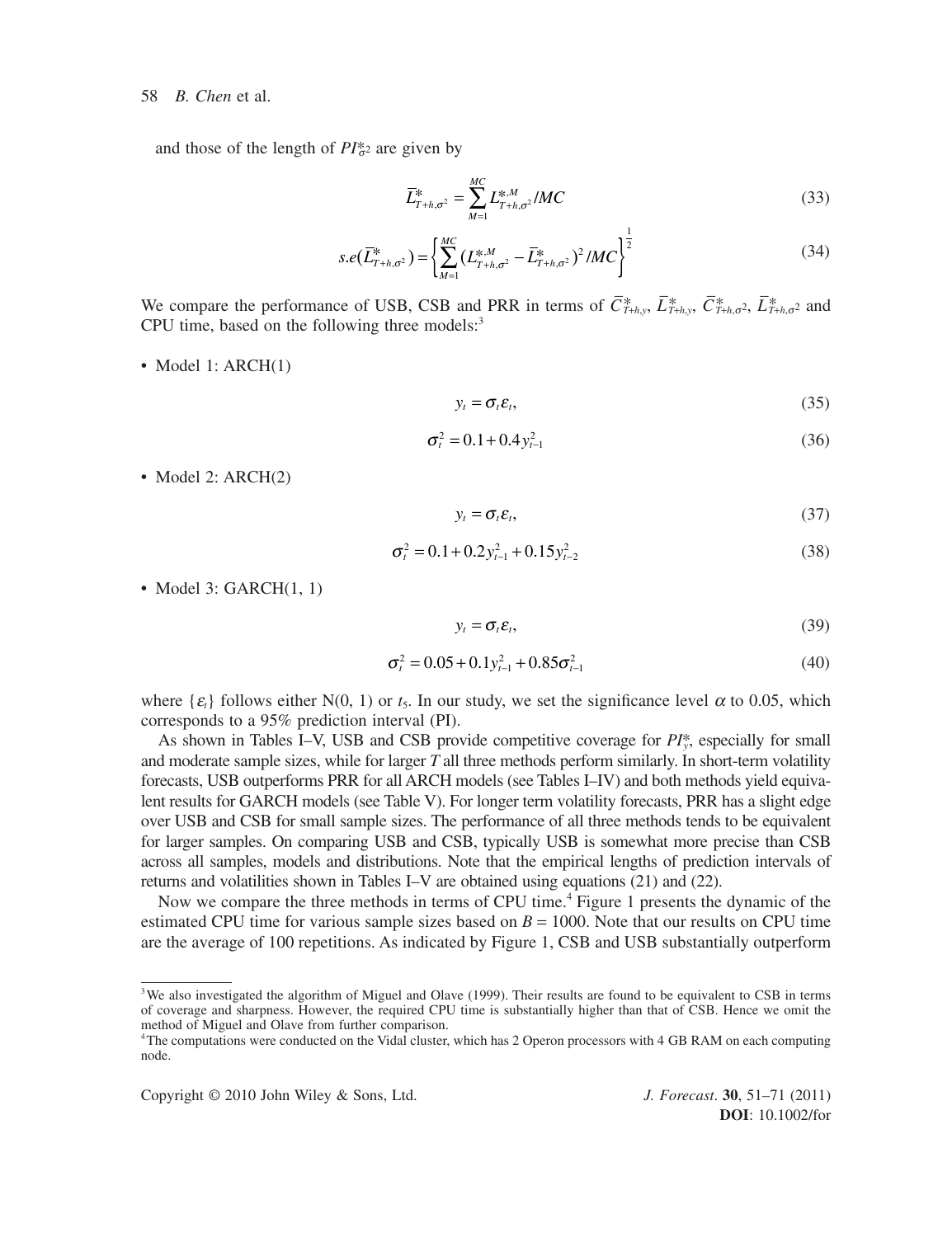and those of the length of $PI^*_{\sigma^2}$ are given by

$$\bar{L}^*_{T+h,\sigma^2} = \sum_{M=1}^{MC} L^{*,M}_{T+h,\sigma^2} / MC \tag{33}$$

$$s.e(\bar{L}^*_{T+h,\sigma^2}) = \left\{ \sum_{M=1}^{MC} (L^{*,M}_{T+h,\sigma^2} - \bar{L}^*_{T+h,\sigma^2})^2 / MC \right\}^{\frac{1}{2}} \tag{34}$$

We compare the performance of USB, CSB and PRR in terms of $\bar{C}^*_{T+h,y}$, $\bar{L}^*_{T+h,y}$, $\bar{C}^*_{T+h,\sigma^2}$, $\bar{L}^*_{T+h,\sigma^2}$ and CPU time, based on the following three models:[3]

- Model 1: ARCH(1)

$$y_t = \sigma_t \varepsilon_t, \tag{35}$$

$$\sigma_t^2 = 0.1 + 0.4 y_{t-1}^2 \tag{36}$$

- Model 2: ARCH(2)

$$y_t = \sigma_t \varepsilon_t, \tag{37}$$

$$\sigma_t^2 = 0.1 + 0.2 y_{t-1}^2 + 0.15 y_{t-2}^2 \tag{38}$$

- Model 3: GARCH(1, 1)

$$y_t = \sigma_t \varepsilon_t, \tag{39}$$

$$\sigma_t^2 = 0.05 + 0.1 y_{t-1}^2 + 0.85 \sigma_{t-1}^2 \tag{40}$$

where $\{\varepsilon_t\}$ follows either N(0, 1) or $t_5$. In our study, we set the significance level $\alpha$ to 0.05, which corresponds to a 95% prediction interval (PI).

As shown in Tables I–V, USB and CSB provide competitive coverage for $PI^*_y$, especially for small and moderate sample sizes, while for larger $T$ all three methods perform similarly. In short-term volatility forecasts, USB outperforms PRR for all ARCH models (see Tables I–IV) and both methods yield equivalent results for GARCH models (see Table V). For longer term volatility forecasts, PRR has a slight edge over USB and CSB for small sample sizes. The performance of all three methods tends to be equivalent for larger samples. On comparing USB and CSB, typically USB is somewhat more precise than CSB across all samples, models and distributions. Note that the empirical lengths of prediction intervals of returns and volatilities shown in Tables I–V are obtained using equations (21) and (22).

Now we compare the three methods in terms of CPU time.[4] Figure 1 presents the dynamic of the estimated CPU time for various sample sizes based on $B = 1000$. Note that our results on CPU time are the average of 100 repetitions. As indicated by Figure 1, CSB and USB substantially outperform

[3] We also investigated the algorithm of Miguel and Olave (1999). Their results are found to be equivalent to CSB in terms of coverage and sharpness. However, the required CPU time is substantially higher than that of CSB. Hence we omit the method of Miguel and Olave from further comparison.

[4] The computations were conducted on the Vidal cluster, which has 2 Operon processors with 4 GB RAM on each computing node.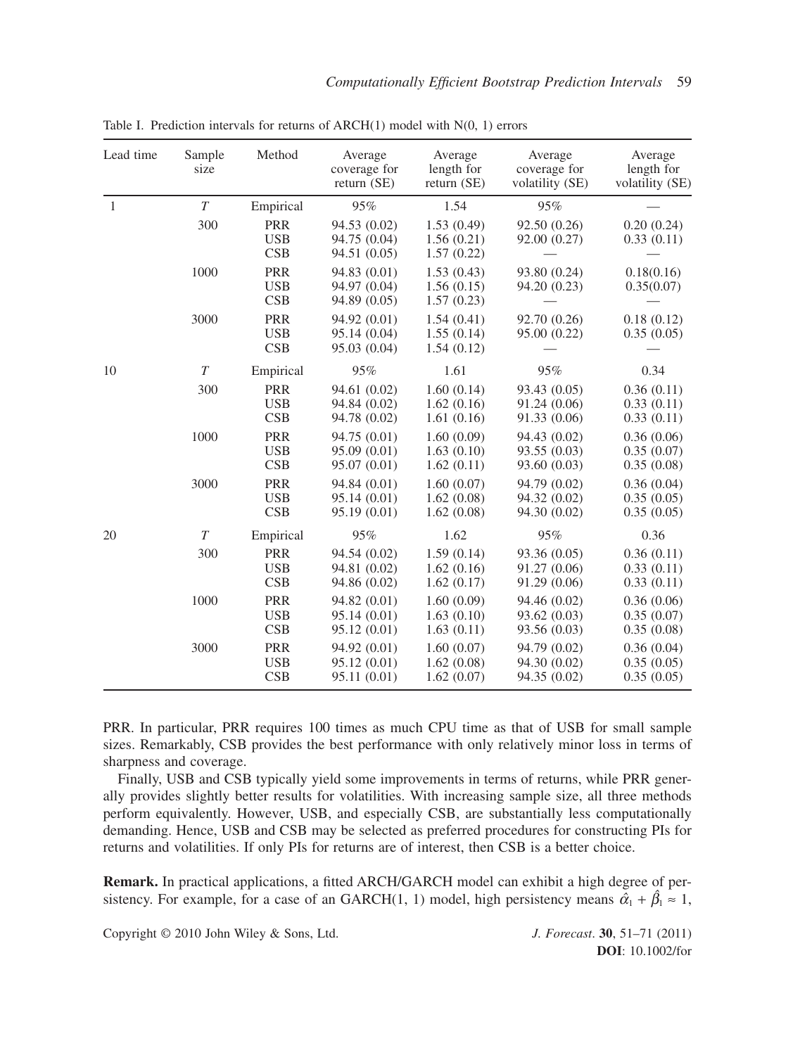Table I. Prediction intervals for returns of ARCH(1) model with N(0, 1) errors

| Lead time | Sample size | Method | Average coverage for return (SE) | Average length for return (SE) | Average coverage for volatility (SE) | Average length for volatility (SE) |
|---|---|---|---|---|---|---|
| 1 | $T$ | Empirical | 95% | 1.54 | 95% | — |
| | 300 | PRR | 94.53 (0.02) | 1.53 (0.49) | 92.50 (0.26) | 0.20 (0.24) |
| | | USB | 94.75 (0.04) | 1.56 (0.21) | 92.00 (0.27) | 0.33 (0.11) |
| | | CSB | 94.51 (0.05) | 1.57 (0.22) | — | — |
| | 1000 | PRR | 94.83 (0.01) | 1.53 (0.43) | 93.80 (0.24) | 0.18(0.16) |
| | | USB | 94.97 (0.04) | 1.56 (0.15) | 94.20 (0.23) | 0.35(0.07) |
| | | CSB | 94.89 (0.05) | 1.57 (0.23) | — | — |
| | 3000 | PRR | 94.92 (0.01) | 1.54 (0.41) | 92.70 (0.26) | 0.18 (0.12) |
| | | USB | 95.14 (0.04) | 1.55 (0.14) | 95.00 (0.22) | 0.35 (0.05) |
| | | CSB | 95.03 (0.04) | 1.54 (0.12) | — | — |
| 10 | $T$ | Empirical | 95% | 1.61 | 95% | 0.34 |
| | 300 | PRR | 94.61 (0.02) | 1.60 (0.14) | 93.43 (0.05) | 0.36 (0.11) |
| | | USB | 94.84 (0.02) | 1.62 (0.16) | 91.24 (0.06) | 0.33 (0.11) |
| | | CSB | 94.78 (0.02) | 1.61 (0.16) | 91.33 (0.06) | 0.33 (0.11) |
| | 1000 | PRR | 94.75 (0.01) | 1.60 (0.09) | 94.43 (0.02) | 0.36 (0.06) |
| | | USB | 95.09 (0.01) | 1.63 (0.10) | 93.55 (0.03) | 0.35 (0.07) |
| | | CSB | 95.07 (0.01) | 1.62 (0.11) | 93.60 (0.03) | 0.35 (0.08) |
| | 3000 | PRR | 94.84 (0.01) | 1.60 (0.07) | 94.79 (0.02) | 0.36 (0.04) |
| | | USB | 95.14 (0.01) | 1.62 (0.08) | 94.32 (0.02) | 0.35 (0.05) |
| | | CSB | 95.19 (0.01) | 1.62 (0.08) | 94.30 (0.02) | 0.35 (0.05) |
| 20 | $T$ | Empirical | 95% | 1.62 | 95% | 0.36 |
| | 300 | PRR | 94.54 (0.02) | 1.59 (0.14) | 93.36 (0.05) | 0.36 (0.11) |
| | | USB | 94.81 (0.02) | 1.62 (0.16) | 91.27 (0.06) | 0.33 (0.11) |
| | | CSB | 94.86 (0.02) | 1.62 (0.17) | 91.29 (0.06) | 0.33 (0.11) |
| | 1000 | PRR | 94.82 (0.01) | 1.60 (0.09) | 94.46 (0.02) | 0.36 (0.06) |
| | | USB | 95.14 (0.01) | 1.63 (0.10) | 93.62 (0.03) | 0.35 (0.07) |
| | | CSB | 95.12 (0.01) | 1.63 (0.11) | 93.56 (0.03) | 0.35 (0.08) |
| | 3000 | PRR | 94.92 (0.01) | 1.60 (0.07) | 94.79 (0.02) | 0.36 (0.04) |
| | | USB | 95.12 (0.01) | 1.62 (0.08) | 94.30 (0.02) | 0.35 (0.05) |
| | | CSB | 95.11 (0.01) | 1.62 (0.07) | 94.35 (0.02) | 0.35 (0.05) |

PRR. In particular, PRR requires 100 times as much CPU time as that of USB for small sample sizes. Remarkably, CSB provides the best performance with only relatively minor loss in terms of sharpness and coverage.

Finally, USB and CSB typically yield some improvements in terms of returns, while PRR generally provides slightly better results for volatilities. With increasing sample size, all three methods perform equivalently. However, USB, and especially CSB, are substantially less computationally demanding. Hence, USB and CSB may be selected as preferred procedures for constructing PIs for returns and volatilities. If only PIs for returns are of interest, then CSB is a better choice.

**Remark.** In practical applications, a fitted ARCH/GARCH model can exhibit a high degree of persistency. For example, for a case of an GARCH(1, 1) model, high persistency means $\hat{\alpha}_1 + \hat{\beta}_1 \approx 1$,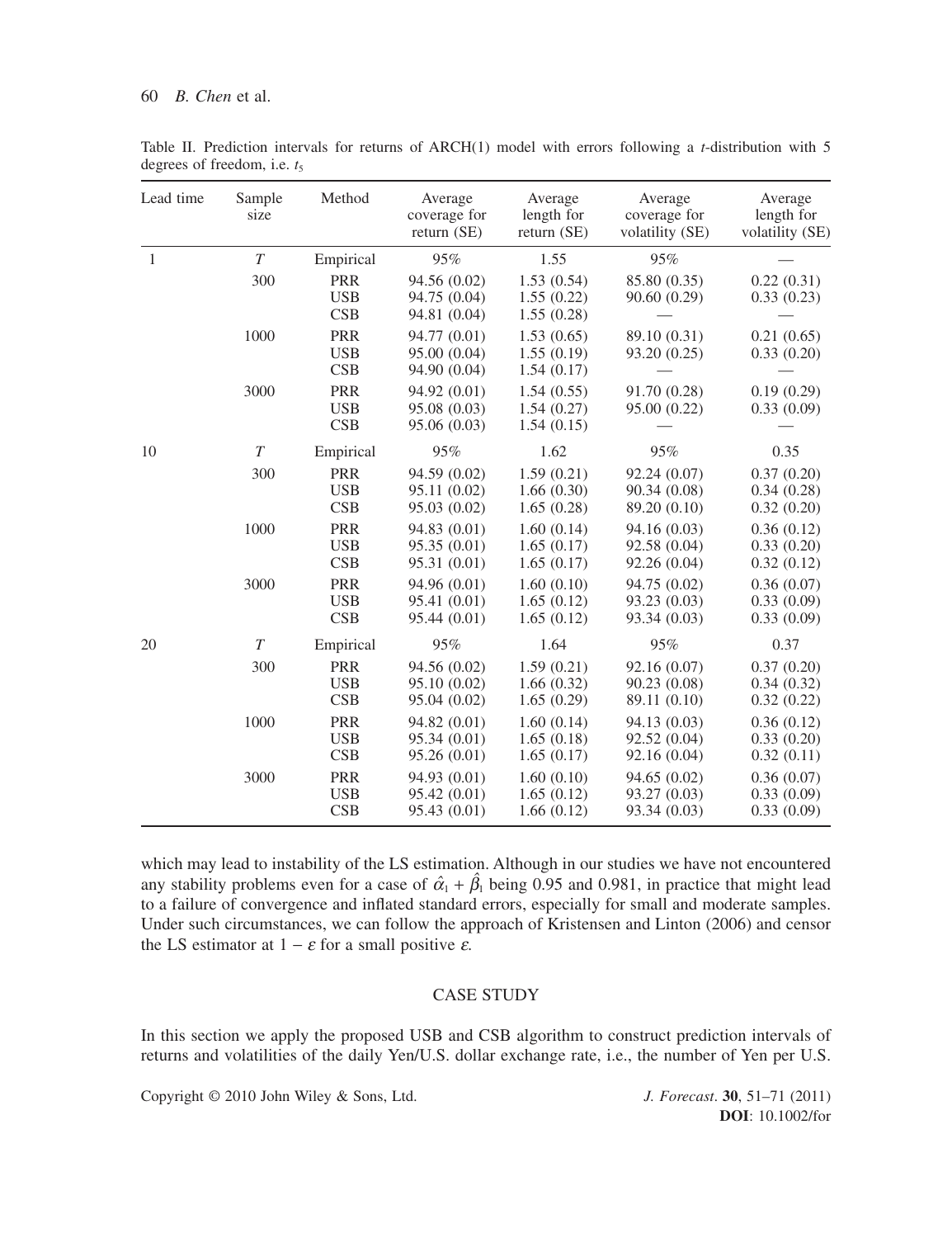Table II. Prediction intervals for returns of ARCH(1) model with errors following a *t*-distribution with 5 degrees of freedom, i.e. $t_5$

| Lead time | Sample size | Method | Average coverage for return (SE) | Average length for return (SE) | Average coverage for volatility (SE) | Average length for volatility (SE) |
|---|---|---|---|---|---|---|
| 1 | $T$ | Empirical | 95% | 1.55 | 95% | — |
| | 300 | PRR | 94.56 (0.02) | 1.53 (0.54) | 85.80 (0.35) | 0.22 (0.31) |
| | | USB | 94.75 (0.04) | 1.55 (0.22) | 90.60 (0.29) | 0.33 (0.23) |
| | | CSB | 94.81 (0.04) | 1.55 (0.28) | — | — |
| | 1000 | PRR | 94.77 (0.01) | 1.53 (0.65) | 89.10 (0.31) | 0.21 (0.65) |
| | | USB | 95.00 (0.04) | 1.55 (0.19) | 93.20 (0.25) | 0.33 (0.20) |
| | | CSB | 94.90 (0.04) | 1.54 (0.17) | — | — |
| | 3000 | PRR | 94.92 (0.01) | 1.54 (0.55) | 91.70 (0.28) | 0.19 (0.29) |
| | | USB | 95.08 (0.03) | 1.54 (0.27) | 95.00 (0.22) | 0.33 (0.09) |
| | | CSB | 95.06 (0.03) | 1.54 (0.15) | — | — |
| 10 | $T$ | Empirical | 95% | 1.62 | 95% | 0.35 |
| | 300 | PRR | 94.59 (0.02) | 1.59 (0.21) | 92.24 (0.07) | 0.37 (0.20) |
| | | USB | 95.11 (0.02) | 1.66 (0.30) | 90.34 (0.08) | 0.34 (0.28) |
| | | CSB | 95.03 (0.02) | 1.65 (0.28) | 89.20 (0.10) | 0.32 (0.20) |
| | 1000 | PRR | 94.83 (0.01) | 1.60 (0.14) | 94.16 (0.03) | 0.36 (0.12) |
| | | USB | 95.35 (0.01) | 1.65 (0.17) | 92.58 (0.04) | 0.33 (0.20) |
| | | CSB | 95.31 (0.01) | 1.65 (0.17) | 92.26 (0.04) | 0.32 (0.12) |
| | 3000 | PRR | 94.96 (0.01) | 1.60 (0.10) | 94.75 (0.02) | 0.36 (0.07) |
| | | USB | 95.41 (0.01) | 1.65 (0.12) | 93.23 (0.03) | 0.33 (0.09) |
| | | CSB | 95.44 (0.01) | 1.65 (0.12) | 93.34 (0.03) | 0.33 (0.09) |
| 20 | $T$ | Empirical | 95% | 1.64 | 95% | 0.37 |
| | 300 | PRR | 94.56 (0.02) | 1.59 (0.21) | 92.16 (0.07) | 0.37 (0.20) |
| | | USB | 95.10 (0.02) | 1.66 (0.32) | 90.23 (0.08) | 0.34 (0.32) |
| | | CSB | 95.04 (0.02) | 1.65 (0.29) | 89.11 (0.10) | 0.32 (0.22) |
| | 1000 | PRR | 94.82 (0.01) | 1.60 (0.14) | 94.13 (0.03) | 0.36 (0.12) |
| | | USB | 95.34 (0.01) | 1.65 (0.18) | 92.52 (0.04) | 0.33 (0.20) |
| | | CSB | 95.26 (0.01) | 1.65 (0.17) | 92.16 (0.04) | 0.32 (0.11) |
| | 3000 | PRR | 94.93 (0.01) | 1.60 (0.10) | 94.65 (0.02) | 0.36 (0.07) |
| | | USB | 95.42 (0.01) | 1.65 (0.12) | 93.27 (0.03) | 0.33 (0.09) |
| | | CSB | 95.43 (0.01) | 1.66 (0.12) | 93.34 (0.03) | 0.33 (0.09) |

which may lead to instability of the LS estimation. Although in our studies we have not encountered any stability problems even for a case of $\hat{\alpha}_1 + \hat{\beta}_1$ being 0.95 and 0.981, in practice that might lead to a failure of convergence and inflated standard errors, especially for small and moderate samples. Under such circumstances, we can follow the approach of Kristensen and Linton (2006) and censor the LS estimator at $1 - \varepsilon$ for a small positive $\varepsilon$.

## CASE STUDY

In this section we apply the proposed USB and CSB algorithm to construct prediction intervals of returns and volatilities of the daily Yen/U.S. dollar exchange rate, i.e., the number of Yen per U.S.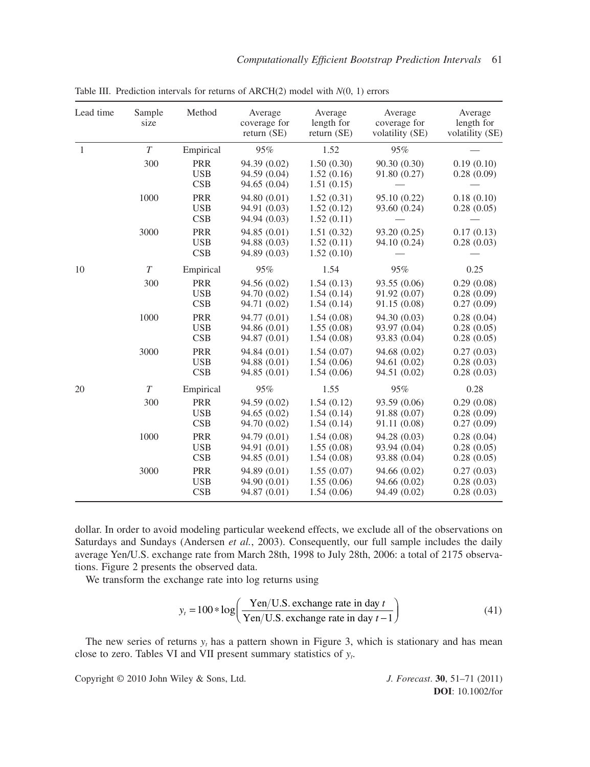Table III. Prediction intervals for returns of ARCH(2) model with $N(0, 1)$ errors

| Lead time | Sample size | Method | Average coverage for return (SE) | Average length for return (SE) | Average coverage for volatility (SE) | Average length for volatility (SE) |
|---|---|---|---|---|---|---|
| 1 | $T$ | Empirical | 95% | 1.52 | 95% | — |
| | 300 | PRR | 94.39 (0.02) | 1.50 (0.30) | 90.30 (0.30) | 0.19 (0.10) |
| | | USB | 94.59 (0.04) | 1.52 (0.16) | 91.80 (0.27) | 0.28 (0.09) |
| | | CSB | 94.65 (0.04) | 1.51 (0.15) | — | — |
| | 1000 | PRR | 94.80 (0.01) | 1.52 (0.31) | 95.10 (0.22) | 0.18 (0.10) |
| | | USB | 94.91 (0.03) | 1.52 (0.12) | 93.60 (0.24) | 0.28 (0.05) |
| | | CSB | 94.94 (0.03) | 1.52 (0.11) | — | — |
| | 3000 | PRR | 94.85 (0.01) | 1.51 (0.32) | 93.20 (0.25) | 0.17 (0.13) |
| | | USB | 94.88 (0.03) | 1.52 (0.11) | 94.10 (0.24) | 0.28 (0.03) |
| | | CSB | 94.89 (0.03) | 1.52 (0.10) | — | — |
| 10 | $T$ | Empirical | 95% | 1.54 | 95% | 0.25 |
| | 300 | PRR | 94.56 (0.02) | 1.54 (0.13) | 93.55 (0.06) | 0.29 (0.08) |
| | | USB | 94.70 (0.02) | 1.54 (0.14) | 91.92 (0.07) | 0.28 (0.09) |
| | | CSB | 94.71 (0.02) | 1.54 (0.14) | 91.15 (0.08) | 0.27 (0.09) |
| | 1000 | PRR | 94.77 (0.01) | 1.54 (0.08) | 94.30 (0.03) | 0.28 (0.04) |
| | | USB | 94.86 (0.01) | 1.55 (0.08) | 93.97 (0.04) | 0.28 (0.05) |
| | | CSB | 94.87 (0.01) | 1.54 (0.08) | 93.83 (0.04) | 0.28 (0.05) |
| | 3000 | PRR | 94.84 (0.01) | 1.54 (0.07) | 94.68 (0.02) | 0.27 (0.03) |
| | | USB | 94.88 (0.01) | 1.54 (0.06) | 94.61 (0.02) | 0.28 (0.03) |
| | | CSB | 94.85 (0.01) | 1.54 (0.06) | 94.51 (0.02) | 0.28 (0.03) |
| 20 | $T$ | Empirical | 95% | 1.55 | 95% | 0.28 |
| | 300 | PRR | 94.59 (0.02) | 1.54 (0.12) | 93.59 (0.06) | 0.29 (0.08) |
| | | USB | 94.65 (0.02) | 1.54 (0.14) | 91.88 (0.07) | 0.28 (0.09) |
| | | CSB | 94.70 (0.02) | 1.54 (0.14) | 91.11 (0.08) | 0.27 (0.09) |
| | 1000 | PRR | 94.79 (0.01) | 1.54 (0.08) | 94.28 (0.03) | 0.28 (0.04) |
| | | USB | 94.91 (0.01) | 1.55 (0.08) | 93.94 (0.04) | 0.28 (0.05) |
| | | CSB | 94.85 (0.01) | 1.54 (0.08) | 93.88 (0.04) | 0.28 (0.05) |
| | 3000 | PRR | 94.89 (0.01) | 1.55 (0.07) | 94.66 (0.02) | 0.27 (0.03) |
| | | USB | 94.90 (0.01) | 1.55 (0.06) | 94.66 (0.02) | 0.28 (0.03) |
| | | CSB | 94.87 (0.01) | 1.54 (0.06) | 94.49 (0.02) | 0.28 (0.03) |

dollar. In order to avoid modeling particular weekend effects, we exclude all of the observations on Saturdays and Sundays (Andersen *et al.*, 2003). Consequently, our full sample includes the daily average Yen/U.S. exchange rate from March 28th, 1998 to July 28th, 2006: a total of 2175 observations. Figure 2 presents the observed data.

We transform the exchange rate into log returns using

$$y_t = 100 * \log\left(\frac{\text{Yen/U.S. exchange rate in day } t}{\text{Yen/U.S. exchange rate in day } t-1}\right) \tag{41}$$

The new series of returns $y_t$ has a pattern shown in Figure 3, which is stationary and has mean close to zero. Tables VI and VII present summary statistics of $y_t$.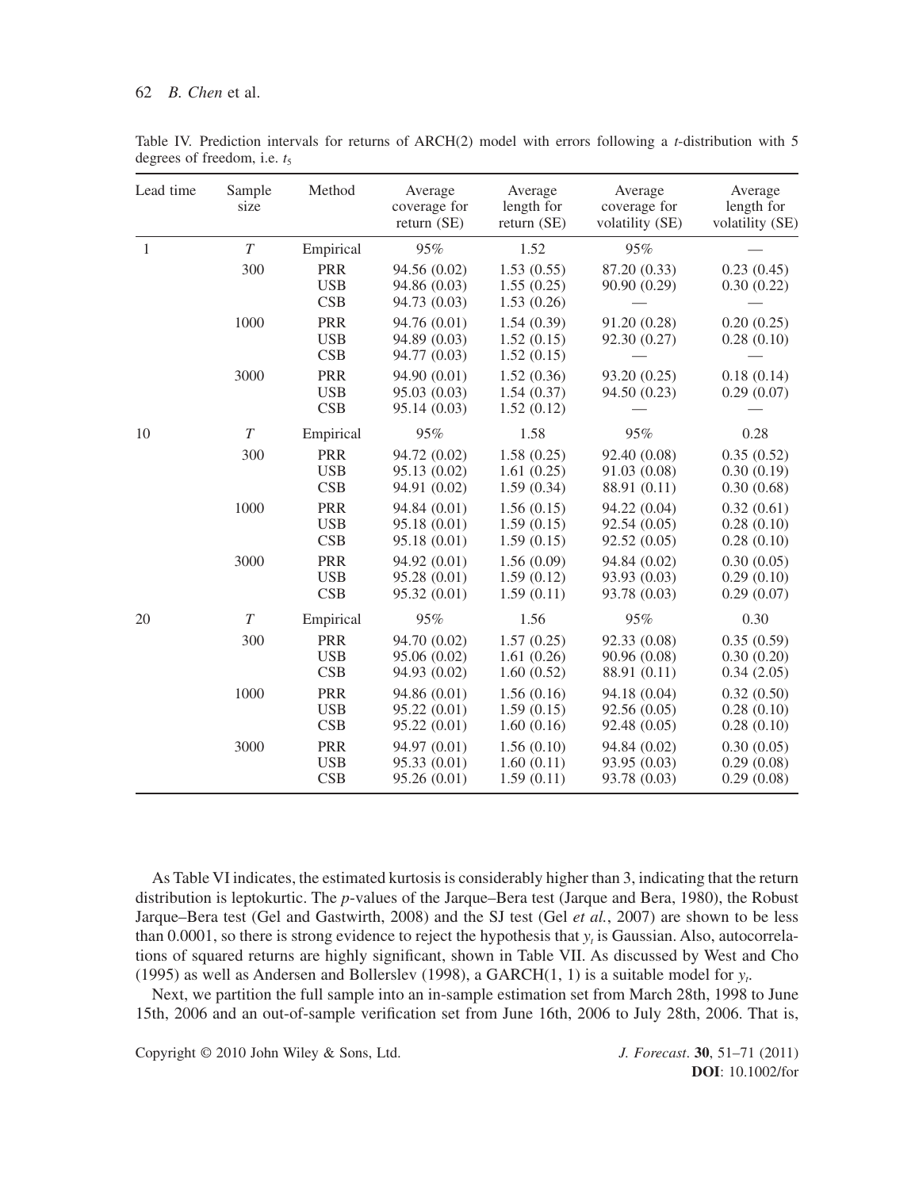Table IV. Prediction intervals for returns of ARCH(2) model with errors following a $t$-distribution with 5 degrees of freedom, i.e. $t_5$

| Lead time | Sample size | Method | Average coverage for return (SE) | Average length for return (SE) | Average coverage for volatility (SE) | Average length for volatility (SE) |
|---|---|---|---|---|---|---|
| 1 | $T$ | Empirical | 95% | 1.52 | 95% | — |
| | 300 | PRR | 94.56 (0.02) | 1.53 (0.55) | 87.20 (0.33) | 0.23 (0.45) |
| | | USB | 94.86 (0.03) | 1.55 (0.25) | 90.90 (0.29) | 0.30 (0.22) |
| | | CSB | 94.73 (0.03) | 1.53 (0.26) | — | — |
| | 1000 | PRR | 94.76 (0.01) | 1.54 (0.39) | 91.20 (0.28) | 0.20 (0.25) |
| | | USB | 94.89 (0.03) | 1.52 (0.15) | 92.30 (0.27) | 0.28 (0.10) |
| | | CSB | 94.77 (0.03) | 1.52 (0.15) | — | — |
| | 3000 | PRR | 94.90 (0.01) | 1.52 (0.36) | 93.20 (0.25) | 0.18 (0.14) |
| | | USB | 95.03 (0.03) | 1.54 (0.37) | 94.50 (0.23) | 0.29 (0.07) |
| | | CSB | 95.14 (0.03) | 1.52 (0.12) | — | — |
| 10 | $T$ | Empirical | 95% | 1.58 | 95% | 0.28 |
| | 300 | PRR | 94.72 (0.02) | 1.58 (0.25) | 92.40 (0.08) | 0.35 (0.52) |
| | | USB | 95.13 (0.02) | 1.61 (0.25) | 91.03 (0.08) | 0.30 (0.19) |
| | | CSB | 94.91 (0.02) | 1.59 (0.34) | 88.91 (0.11) | 0.30 (0.68) |
| | 1000 | PRR | 94.84 (0.01) | 1.56 (0.15) | 94.22 (0.04) | 0.32 (0.61) |
| | | USB | 95.18 (0.01) | 1.59 (0.15) | 92.54 (0.05) | 0.28 (0.10) |
| | | CSB | 95.18 (0.01) | 1.59 (0.15) | 92.52 (0.05) | 0.28 (0.10) |
| | 3000 | PRR | 94.92 (0.01) | 1.56 (0.09) | 94.84 (0.02) | 0.30 (0.05) |
| | | USB | 95.28 (0.01) | 1.59 (0.12) | 93.93 (0.03) | 0.29 (0.10) |
| | | CSB | 95.32 (0.01) | 1.59 (0.11) | 93.78 (0.03) | 0.29 (0.07) |
| 20 | $T$ | Empirical | 95% | 1.56 | 95% | 0.30 |
| | 300 | PRR | 94.70 (0.02) | 1.57 (0.25) | 92.33 (0.08) | 0.35 (0.59) |
| | | USB | 95.06 (0.02) | 1.61 (0.26) | 90.96 (0.08) | 0.30 (0.20) |
| | | CSB | 94.93 (0.02) | 1.60 (0.52) | 88.91 (0.11) | 0.34 (2.05) |
| | 1000 | PRR | 94.86 (0.01) | 1.56 (0.16) | 94.18 (0.04) | 0.32 (0.50) |
| | | USB | 95.22 (0.01) | 1.59 (0.15) | 92.56 (0.05) | 0.28 (0.10) |
| | | CSB | 95.22 (0.01) | 1.60 (0.16) | 92.48 (0.05) | 0.28 (0.10) |
| | 3000 | PRR | 94.97 (0.01) | 1.56 (0.10) | 94.84 (0.02) | 0.30 (0.05) |
| | | USB | 95.33 (0.01) | 1.60 (0.11) | 93.95 (0.03) | 0.29 (0.08) |
| | | CSB | 95.26 (0.01) | 1.59 (0.11) | 93.78 (0.03) | 0.29 (0.08) |

As Table VI indicates, the estimated kurtosis is considerably higher than 3, indicating that the return distribution is leptokurtic. The $p$-values of the Jarque–Bera test (Jarque and Bera, 1980), the Robust Jarque–Bera test (Gel and Gastwirth, 2008) and the SJ test (Gel *et al.*, 2007) are shown to be less than 0.0001, so there is strong evidence to reject the hypothesis that $y_t$ is Gaussian. Also, autocorrelations of squared returns are highly significant, shown in Table VII. As discussed by West and Cho (1995) as well as Andersen and Bollerslev (1998), a GARCH(1, 1) is a suitable model for $y_t$.

Next, we partition the full sample into an in-sample estimation set from March 28th, 1998 to June 15th, 2006 and an out-of-sample verification set from June 16th, 2006 to July 28th, 2006. That is,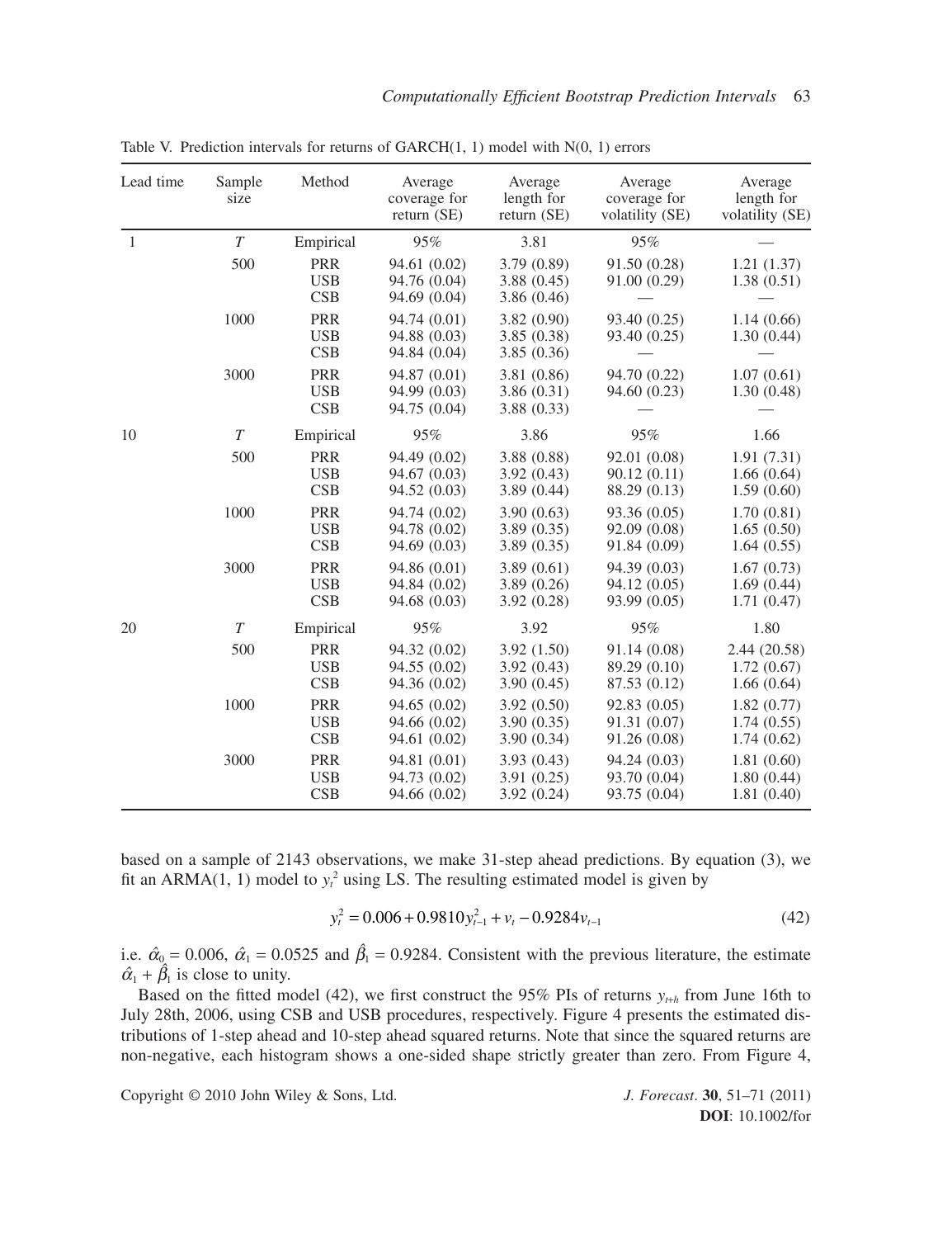Table V. Prediction intervals for returns of GARCH(1, 1) model with N(0, 1) errors

| Lead time | Sample size | Method | Average coverage for return (SE) | Average length for return (SE) | Average coverage for volatility (SE) | Average length for volatility (SE) |
|---|---|---|---|---|---|---|
| 1 | $T$ | Empirical | 95% | 3.81 | 95% | — |
| | 500 | PRR | 94.61 (0.02) | 3.79 (0.89) | 91.50 (0.28) | 1.21 (1.37) |
| | | USB | 94.76 (0.04) | 3.88 (0.45) | 91.00 (0.29) | 1.38 (0.51) |
| | | CSB | 94.69 (0.04) | 3.86 (0.46) | — | — |
| | 1000 | PRR | 94.74 (0.01) | 3.82 (0.90) | 93.40 (0.25) | 1.14 (0.66) |
| | | USB | 94.88 (0.03) | 3.85 (0.38) | 93.40 (0.25) | 1.30 (0.44) |
| | | CSB | 94.84 (0.04) | 3.85 (0.36) | — | — |
| | 3000 | PRR | 94.87 (0.01) | 3.81 (0.86) | 94.70 (0.22) | 1.07 (0.61) |
| | | USB | 94.99 (0.03) | 3.86 (0.31) | 94.60 (0.23) | 1.30 (0.48) |
| | | CSB | 94.75 (0.04) | 3.88 (0.33) | — | — |
| 10 | $T$ | Empirical | 95% | 3.86 | 95% | 1.66 |
| | 500 | PRR | 94.49 (0.02) | 3.88 (0.88) | 92.01 (0.08) | 1.91 (7.31) |
| | | USB | 94.67 (0.03) | 3.92 (0.43) | 90.12 (0.11) | 1.66 (0.64) |
| | | CSB | 94.52 (0.03) | 3.89 (0.44) | 88.29 (0.13) | 1.59 (0.60) |
| | 1000 | PRR | 94.74 (0.02) | 3.90 (0.63) | 93.36 (0.05) | 1.70 (0.81) |
| | | USB | 94.78 (0.02) | 3.89 (0.35) | 92.09 (0.08) | 1.65 (0.50) |
| | | CSB | 94.69 (0.03) | 3.89 (0.35) | 91.84 (0.09) | 1.64 (0.55) |
| | 3000 | PRR | 94.86 (0.01) | 3.89 (0.61) | 94.39 (0.03) | 1.67 (0.73) |
| | | USB | 94.84 (0.02) | 3.89 (0.26) | 94.12 (0.05) | 1.69 (0.44) |
| | | CSB | 94.68 (0.03) | 3.92 (0.28) | 93.99 (0.05) | 1.71 (0.47) |
| 20 | $T$ | Empirical | 95% | 3.92 | 95% | 1.80 |
| | 500 | PRR | 94.32 (0.02) | 3.92 (1.50) | 91.14 (0.08) | 2.44 (20.58) |
| | | USB | 94.55 (0.02) | 3.92 (0.43) | 89.29 (0.10) | 1.72 (0.67) |
| | | CSB | 94.36 (0.02) | 3.90 (0.45) | 87.53 (0.12) | 1.66 (0.64) |
| | 1000 | PRR | 94.65 (0.02) | 3.92 (0.50) | 92.83 (0.05) | 1.82 (0.77) |
| | | USB | 94.66 (0.02) | 3.90 (0.35) | 91.31 (0.07) | 1.74 (0.55) |
| | | CSB | 94.61 (0.02) | 3.90 (0.34) | 91.26 (0.08) | 1.74 (0.62) |
| | 3000 | PRR | 94.81 (0.01) | 3.93 (0.43) | 94.24 (0.03) | 1.81 (0.60) |
| | | USB | 94.73 (0.02) | 3.91 (0.25) | 93.70 (0.04) | 1.80 (0.44) |
| | | CSB | 94.66 (0.02) | 3.92 (0.24) | 93.75 (0.04) | 1.81 (0.40) |

based on a sample of 2143 observations, we make 31-step ahead predictions. By equation (3), we fit an ARMA(1, 1) model to $y_t^2$ using LS. The resulting estimated model is given by

$$y_t^2 = 0.006 + 0.9810 y_{t-1}^2 + v_t - 0.9284 v_{t-1} \tag{42}$$

i.e. $\hat{\alpha}_0 = 0.006$, $\hat{\alpha}_1 = 0.0525$ and $\hat{\beta}_1 = 0.9284$. Consistent with the previous literature, the estimate $\hat{\alpha}_1 + \hat{\beta}_1$ is close to unity.

Based on the fitted model (42), we first construct the 95% PIs of returns $y_{t+h}$ from June 16th to July 28th, 2006, using CSB and USB procedures, respectively. Figure 4 presents the estimated distributions of 1-step ahead and 10-step ahead squared returns. Note that since the squared returns are non-negative, each histogram shows a one-sided shape strictly greater than zero. From Figure 4,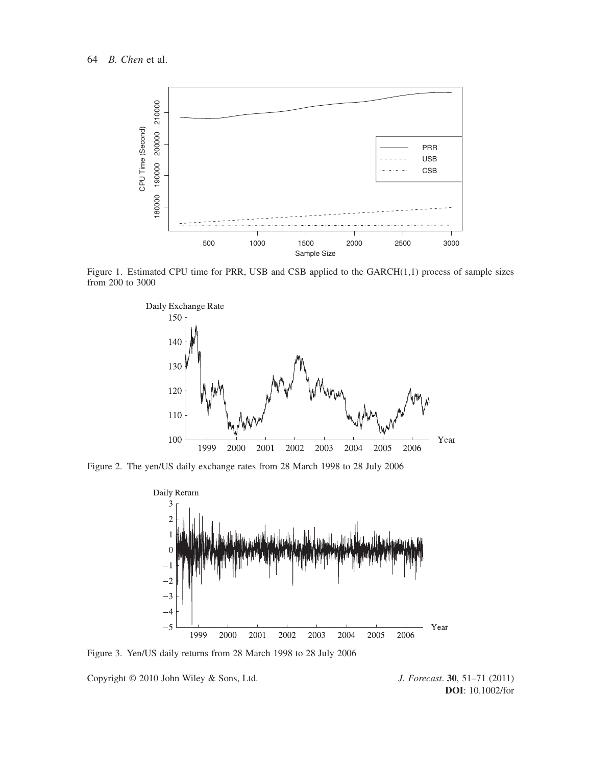Figure 1. Estimated CPU time for PRR, USB and CSB applied to the GARCH(1,1) process of sample sizes from 200 to 3000

Figure 2. The yen/US daily exchange rates from 28 March 1998 to 28 July 2006

Figure 3. Yen/US daily returns from 28 March 1998 to 28 July 2006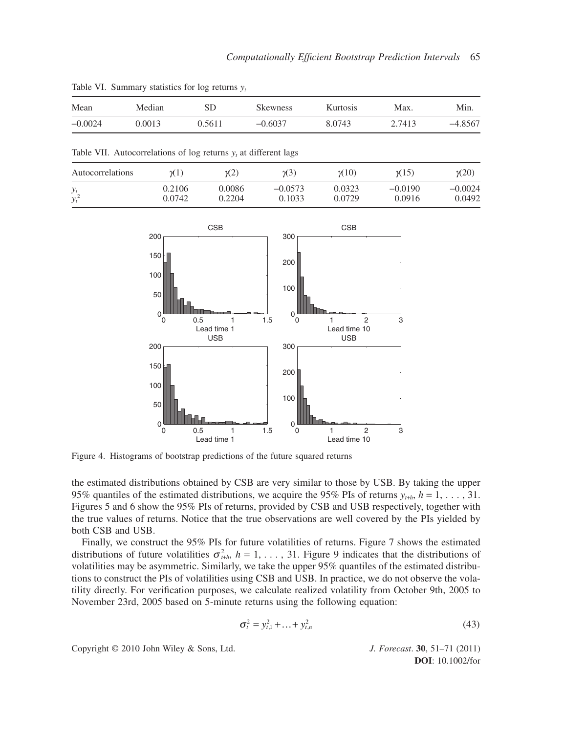Table VI. Summary statistics for log returns $y_t$

| Mean | Median | SD | Skewness | Kurtosis | Max. | Min. |
|---|---|---|---|---|---|---|
| −0.0024 | 0.0013 | 0.5611 | −0.6037 | 8.0743 | 2.7413 | −4.8567 |

Table VII. Autocorrelations of log returns $y_t$ at different lags

| Autocorrelations | $\gamma(1)$ | $\gamma(2)$ | $\gamma(3)$ | $\gamma(10)$ | $\gamma(15)$ | $\gamma(20)$ |
|---|---|---|---|---|---|---|
| $y_t$ | 0.2106 | 0.0086 | −0.0573 | 0.0323 | −0.0190 | −0.0024 |
| $y_t^2$ | 0.0742 | 0.2204 | 0.1033 | 0.0729 | 0.0916 | 0.0492 |

Figure 4. Histograms of bootstrap predictions of the future squared returns

the estimated distributions obtained by CSB are very similar to those by USB. By taking the upper 95% quantiles of the estimated distributions, we acquire the 95% PIs of returns $y_{t+h}$, $h = 1, \ldots, 31$. Figures 5 and 6 show the 95% PIs of returns, provided by CSB and USB respectively, together with the true values of returns. Notice that the true observations are well covered by the PIs yielded by both CSB and USB.

Finally, we construct the 95% PIs for future volatilities of returns. Figure 7 shows the estimated distributions of future volatilities $\sigma_{t+h}^2$, $h = 1, \ldots, 31$. Figure 9 indicates that the distributions of volatilities may be asymmetric. Similarly, we take the upper 95% quantiles of the estimated distributions to construct the PIs of volatilities using CSB and USB. In practice, we do not observe the volatility directly. For verification purposes, we calculate realized volatility from October 9th, 2005 to November 23rd, 2005 based on 5-minute returns using the following equation:

$$\sigma_t^2 = y_{t,1}^2 + \ldots + y_{t,n}^2 \tag{43}$$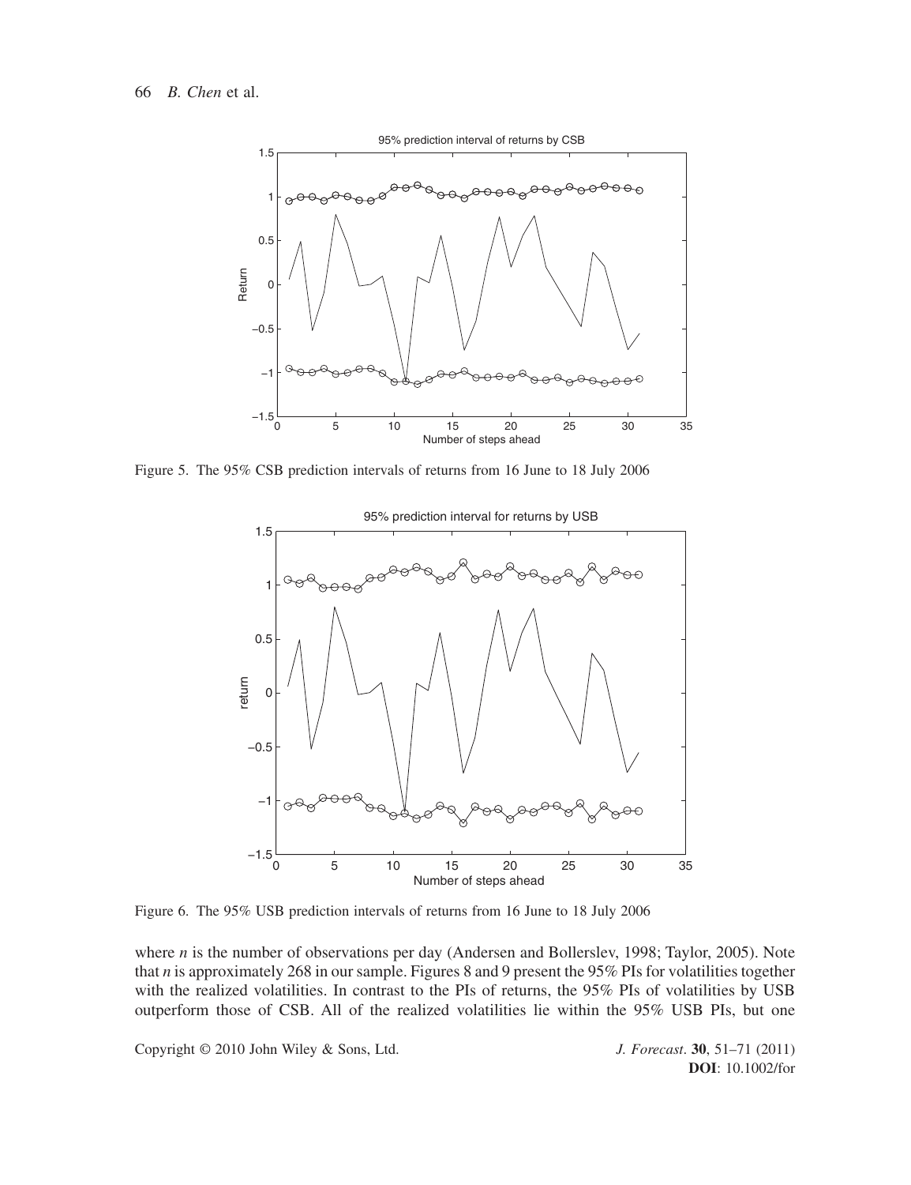Figure 5. The 95% CSB prediction intervals of returns from 16 June to 18 July 2006

Figure 6. The 95% USB prediction intervals of returns from 16 June to 18 July 2006

where $n$ is the number of observations per day (Andersen and Bollerslev, 1998; Taylor, 2005). Note that $n$ is approximately 268 in our sample. Figures 8 and 9 present the 95% PIs for volatilities together with the realized volatilities. In contrast to the PIs of returns, the 95% PIs of volatilities by USB outperform those of CSB. All of the realized volatilities lie within the 95% USB PIs, but one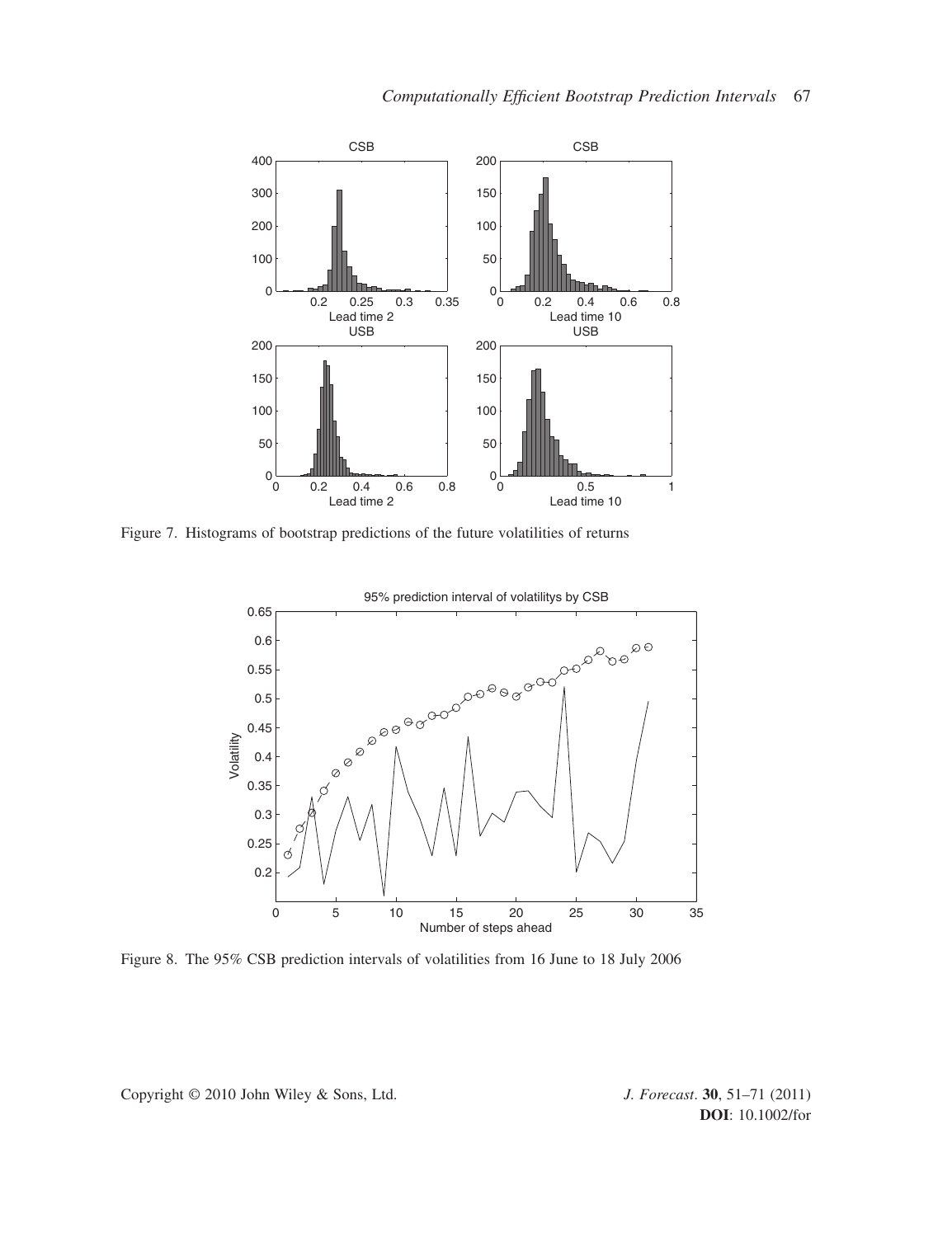Figure 7. Histograms of bootstrap predictions of the future volatilities of returns

Figure 8. The 95% CSB prediction intervals of volatilities from 16 June to 18 July 2006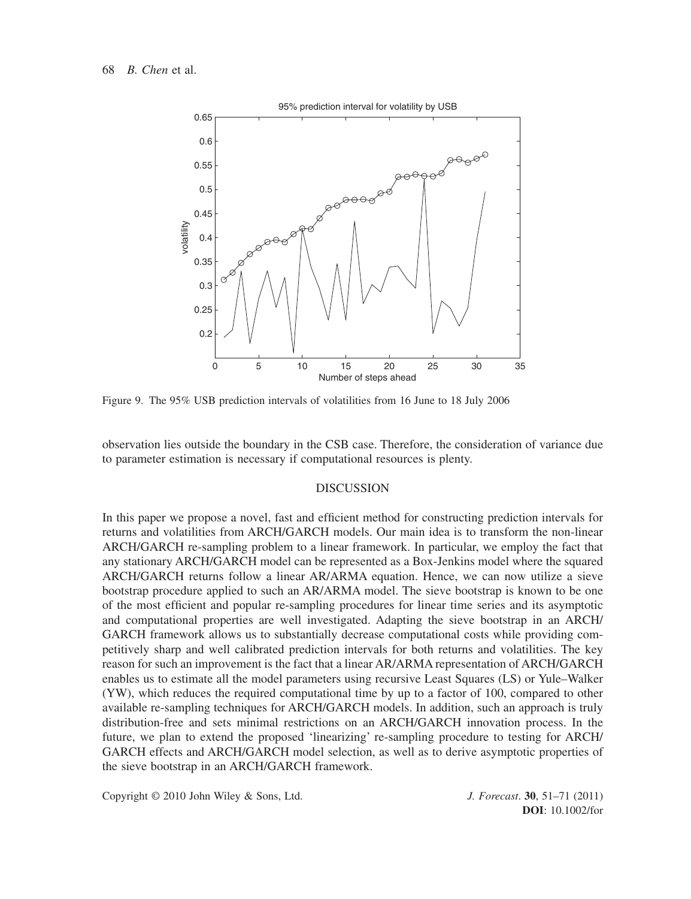Figure 9. The 95% USB prediction intervals of volatilities from 16 June to 18 July 2006

observation lies outside the boundary in the CSB case. Therefore, the consideration of variance due to parameter estimation is necessary if computational resources is plenty.

## DISCUSSION

In this paper we propose a novel, fast and efficient method for constructing prediction intervals for returns and volatilities from ARCH/GARCH models. Our main idea is to transform the non-linear ARCH/GARCH re-sampling problem to a linear framework. In particular, we employ the fact that any stationary ARCH/GARCH model can be represented as a Box-Jenkins model where the squared ARCH/GARCH returns follow a linear AR/ARMA equation. Hence, we can now utilize a sieve bootstrap procedure applied to such an AR/ARMA model. The sieve bootstrap is known to be one of the most efficient and popular re-sampling procedures for linear time series and its asymptotic and computational properties are well investigated. Adapting the sieve bootstrap in an ARCH/GARCH framework allows us to substantially decrease computational costs while providing competitively sharp and well calibrated prediction intervals for both returns and volatilities. The key reason for such an improvement is the fact that a linear AR/ARMA representation of ARCH/GARCH enables us to estimate all the model parameters using recursive Least Squares (LS) or Yule–Walker (YW), which reduces the required computational time by up to a factor of 100, compared to other available re-sampling techniques for ARCH/GARCH models. In addition, such an approach is truly distribution-free and sets minimal restrictions on an ARCH/GARCH innovation process. In the future, we plan to extend the proposed 'linearizing' re-sampling procedure to testing for ARCH/GARCH effects and ARCH/GARCH model selection, as well as to derive asymptotic properties of the sieve bootstrap in an ARCH/GARCH framework.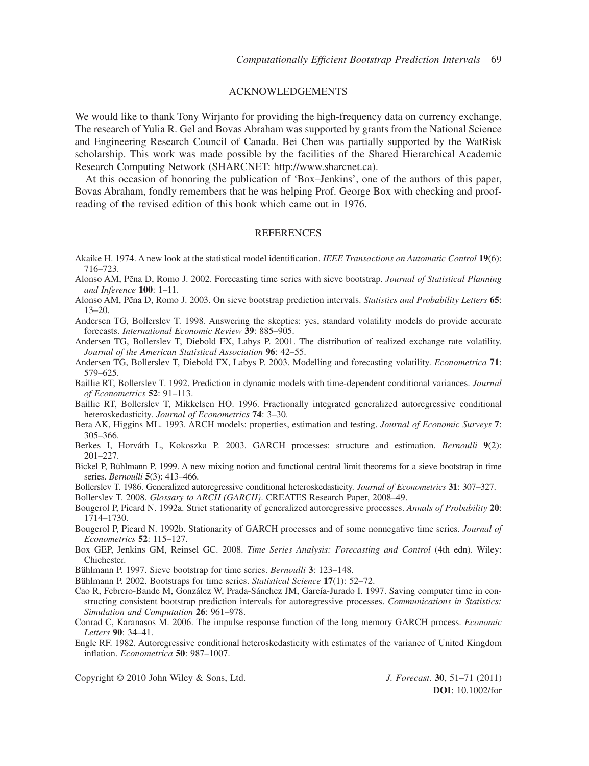## ACKNOWLEDGEMENTS

We would like to thank Tony Wirjanto for providing the high-frequency data on currency exchange. The research of Yulia R. Gel and Bovas Abraham was supported by grants from the National Science and Engineering Research Council of Canada. Bei Chen was partially supported by the WatRisk scholarship. This work was made possible by the facilities of the Shared Hierarchical Academic Research Computing Network (SHARCNET: http://www.sharcnet.ca).

At this occasion of honoring the publication of 'Box–Jenkins', one of the authors of this paper, Bovas Abraham, fondly remembers that he was helping Prof. George Box with checking and proof-reading of the revised edition of this book which came out in 1976.

## REFERENCES

Akaike H. 1974. A new look at the statistical model identification. *IEEE Transactions on Automatic Control* **19**(6): 716–723.

Alonso AM, Pẽna D, Romo J. 2002. Forecasting time series with sieve bootstrap. *Journal of Statistical Planning and Inference* **100**: 1–11.

Alonso AM, Pẽna D, Romo J. 2003. On sieve bootstrap prediction intervals. *Statistics and Probability Letters* **65**: 13–20.

Andersen TG, Bollerslev T. 1998. Answering the skeptics: yes, standard volatility models do provide accurate forecasts. *International Economic Review* **39**: 885–905.

Andersen TG, Bollerslev T, Diebold FX, Labys P. 2001. The distribution of realized exchange rate volatility. *Journal of the American Statistical Association* **96**: 42–55.

Andersen TG, Bollerslev T, Diebold FX, Labys P. 2003. Modelling and forecasting volatility. *Econometrica* **71**: 579–625.

Baillie RT, Bollerslev T. 1992. Prediction in dynamic models with time-dependent conditional variances. *Journal of Econometrics* **52**: 91–113.

Baillie RT, Bollerslev T, Mikkelsen HO. 1996. Fractionally integrated generalized autoregressive conditional heteroskedasticity. *Journal of Econometrics* **74**: 3–30.

Bera AK, Higgins ML. 1993. ARCH models: properties, estimation and testing. *Journal of Economic Surveys* **7**: 305–366.

Berkes I, Horváth L, Kokoszka P. 2003. GARCH processes: structure and estimation. *Bernoulli* **9**(2): 201–227.

Bickel P, Bühlmann P. 1999. A new mixing notion and functional central limit theorems for a sieve bootstrap in time series. *Bernoulli* **5**(3): 413–466.

Bollerslev T. 1986. Generalized autoregressive conditional heteroskedasticity. *Journal of Econometrics* **31**: 307–327.

Bollerslev T. 2008. *Glossary to ARCH (GARCH)*. CREATES Research Paper, 2008–49.

Bougerol P, Picard N. 1992a. Strict stationarity of generalized autoregressive processes. *Annals of Probability* **20**: 1714–1730.

Bougerol P, Picard N. 1992b. Stationarity of GARCH processes and of some nonnegative time series. *Journal of Econometrics* **52**: 115–127.

Box GEP, Jenkins GM, Reinsel GC. 2008. *Time Series Analysis: Forecasting and Control* (4th edn). Wiley: Chichester.

Bühlmann P. 1997. Sieve bootstrap for time series. *Bernoulli* **3**: 123–148.

Bühlmann P. 2002. Bootstraps for time series. *Statistical Science* **17**(1): 52–72.

Cao R, Febrero-Bande M, González W, Prada-Sánchez JM, García-Jurado I. 1997. Saving computer time in constructing consistent bootstrap prediction intervals for autoregressive processes. *Communications in Statistics: Simulation and Computation* **26**: 961–978.

Conrad C, Karanasos M. 2006. The impulse response function of the long memory GARCH process. *Economic Letters* **90**: 34–41.

Engle RF. 1982. Autoregressive conditional heteroskedasticity with estimates of the variance of United Kingdom inflation. *Econometrica* **50**: 987–1007.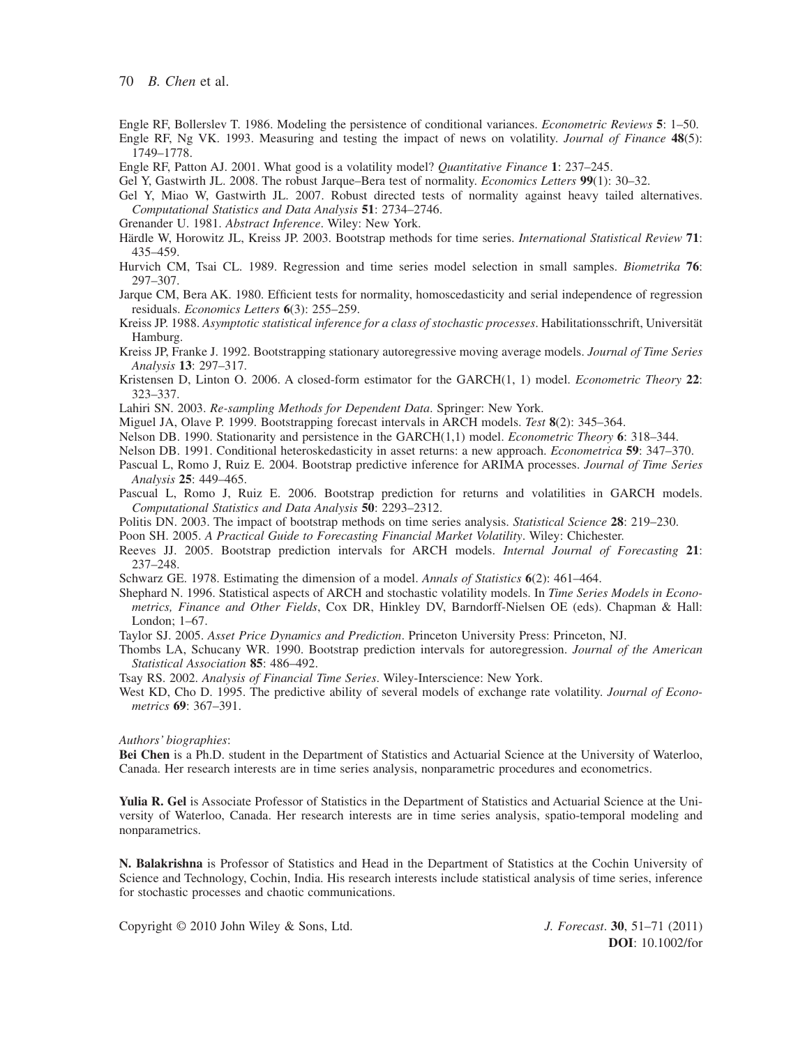Engle RF, Bollerslev T. 1986. Modeling the persistence of conditional variances. *Econometric Reviews* **5**: 1–50.

Engle RF, Ng VK. 1993. Measuring and testing the impact of news on volatility. *Journal of Finance* **48**(5): 1749–1778.

Engle RF, Patton AJ. 2001. What good is a volatility model? *Quantitative Finance* **1**: 237–245.

Gel Y, Gastwirth JL. 2008. The robust Jarque–Bera test of normality. *Economics Letters* **99**(1): 30–32.

Gel Y, Miao W, Gastwirth JL. 2007. Robust directed tests of normality against heavy tailed alternatives. *Computational Statistics and Data Analysis* **51**: 2734–2746.

Grenander U. 1981. *Abstract Inference*. Wiley: New York.

Härdle W, Horowitz JL, Kreiss JP. 2003. Bootstrap methods for time series. *International Statistical Review* **71**: 435–459.

Hurvich CM, Tsai CL. 1989. Regression and time series model selection in small samples. *Biometrika* **76**: 297–307.

Jarque CM, Bera AK. 1980. Efficient tests for normality, homoscedasticity and serial independence of regression residuals. *Economics Letters* **6**(3): 255–259.

Kreiss JP. 1988. *Asymptotic statistical inference for a class of stochastic processes*. Habilitationsschrift, Universität Hamburg.

Kreiss JP, Franke J. 1992. Bootstrapping stationary autoregressive moving average models. *Journal of Time Series Analysis* **13**: 297–317.

Kristensen D, Linton O. 2006. A closed-form estimator for the GARCH(1, 1) model. *Econometric Theory* **22**: 323–337.

Lahiri SN. 2003. *Re-sampling Methods for Dependent Data*. Springer: New York.

Miguel JA, Olave P. 1999. Bootstrapping forecast intervals in ARCH models. *Test* **8**(2): 345–364.

Nelson DB. 1990. Stationarity and persistence in the GARCH(1,1) model. *Econometric Theory* **6**: 318–344.

Nelson DB. 1991. Conditional heteroskedasticity in asset returns: a new approach. *Econometrica* **59**: 347–370.

Pascual L, Romo J, Ruiz E. 2004. Bootstrap predictive inference for ARIMA processes. *Journal of Time Series Analysis* **25**: 449–465.

Pascual L, Romo J, Ruiz E. 2006. Bootstrap prediction for returns and volatilities in GARCH models. *Computational Statistics and Data Analysis* **50**: 2293–2312.

Politis DN. 2003. The impact of bootstrap methods on time series analysis. *Statistical Science* **28**: 219–230.

Poon SH. 2005. *A Practical Guide to Forecasting Financial Market Volatility*. Wiley: Chichester.

Reeves JJ. 2005. Bootstrap prediction intervals for ARCH models. *Internal Journal of Forecasting* **21**: 237–248.

Schwarz GE. 1978. Estimating the dimension of a model. *Annals of Statistics* **6**(2): 461–464.

Shephard N. 1996. Statistical aspects of ARCH and stochastic volatility models. In *Time Series Models in Econometrics, Finance and Other Fields*, Cox DR, Hinkley DV, Barndorff-Nielsen OE (eds). Chapman & Hall: London; 1–67.

Taylor SJ. 2005. *Asset Price Dynamics and Prediction*. Princeton University Press: Princeton, NJ.

Thombs LA, Schucany WR. 1990. Bootstrap prediction intervals for autoregression. *Journal of the American Statistical Association* **85**: 486–492.

Tsay RS. 2002. *Analysis of Financial Time Series*. Wiley-Interscience: New York.

West KD, Cho D. 1995. The predictive ability of several models of exchange rate volatility. *Journal of Econometrics* **69**: 367–391.

*Authors' biographies*:

**Bei Chen** is a Ph.D. student in the Department of Statistics and Actuarial Science at the University of Waterloo, Canada. Her research interests are in time series analysis, nonparametric procedures and econometrics.

**Yulia R. Gel** is Associate Professor of Statistics in the Department of Statistics and Actuarial Science at the University of Waterloo, Canada. Her research interests are in time series analysis, spatio-temporal modeling and nonparametrics.

**N. Balakrishna** is Professor of Statistics and Head in the Department of Statistics at the Cochin University of Science and Technology, Cochin, India. His research interests include statistical analysis of time series, inference for stochastic processes and chaotic communications.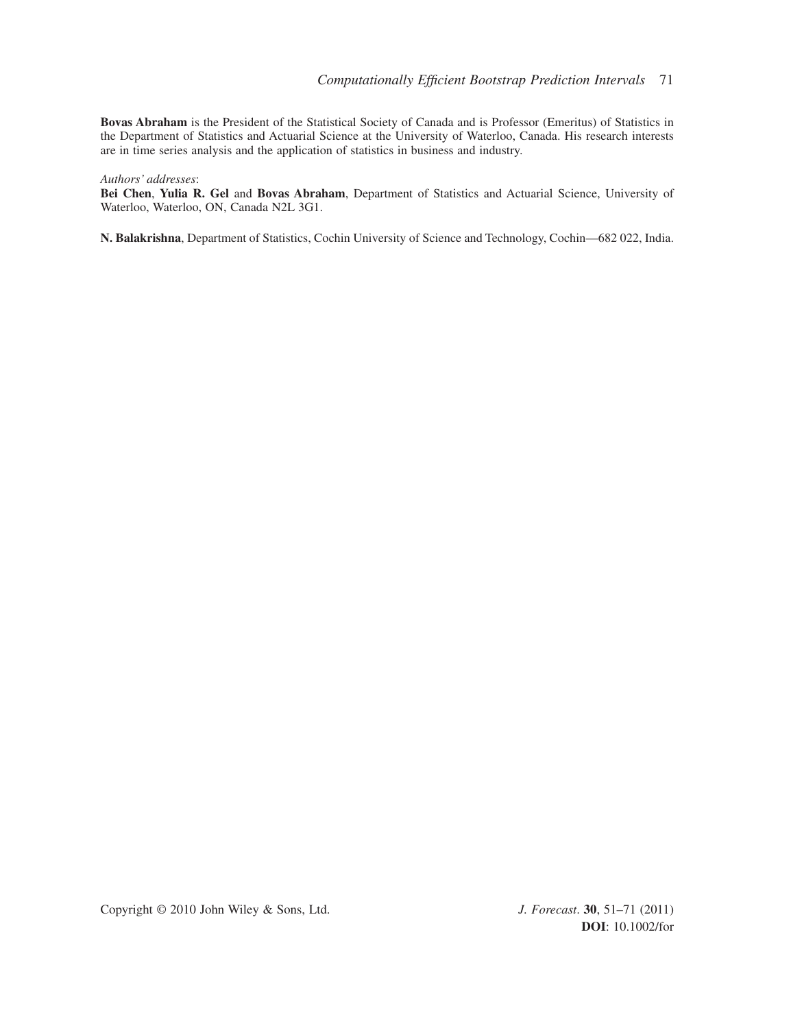**Bovas Abraham** is the President of the Statistical Society of Canada and is Professor (Emeritus) of Statistics in the Department of Statistics and Actuarial Science at the University of Waterloo, Canada. His research interests are in time series analysis and the application of statistics in business and industry.

*Authors' addresses*:

**Bei Chen**, **Yulia R. Gel** and **Bovas Abraham**, Department of Statistics and Actuarial Science, University of Waterloo, Waterloo, ON, Canada N2L 3G1.

**N. Balakrishna**, Department of Statistics, Cochin University of Science and Technology, Cochin—682 022, India.